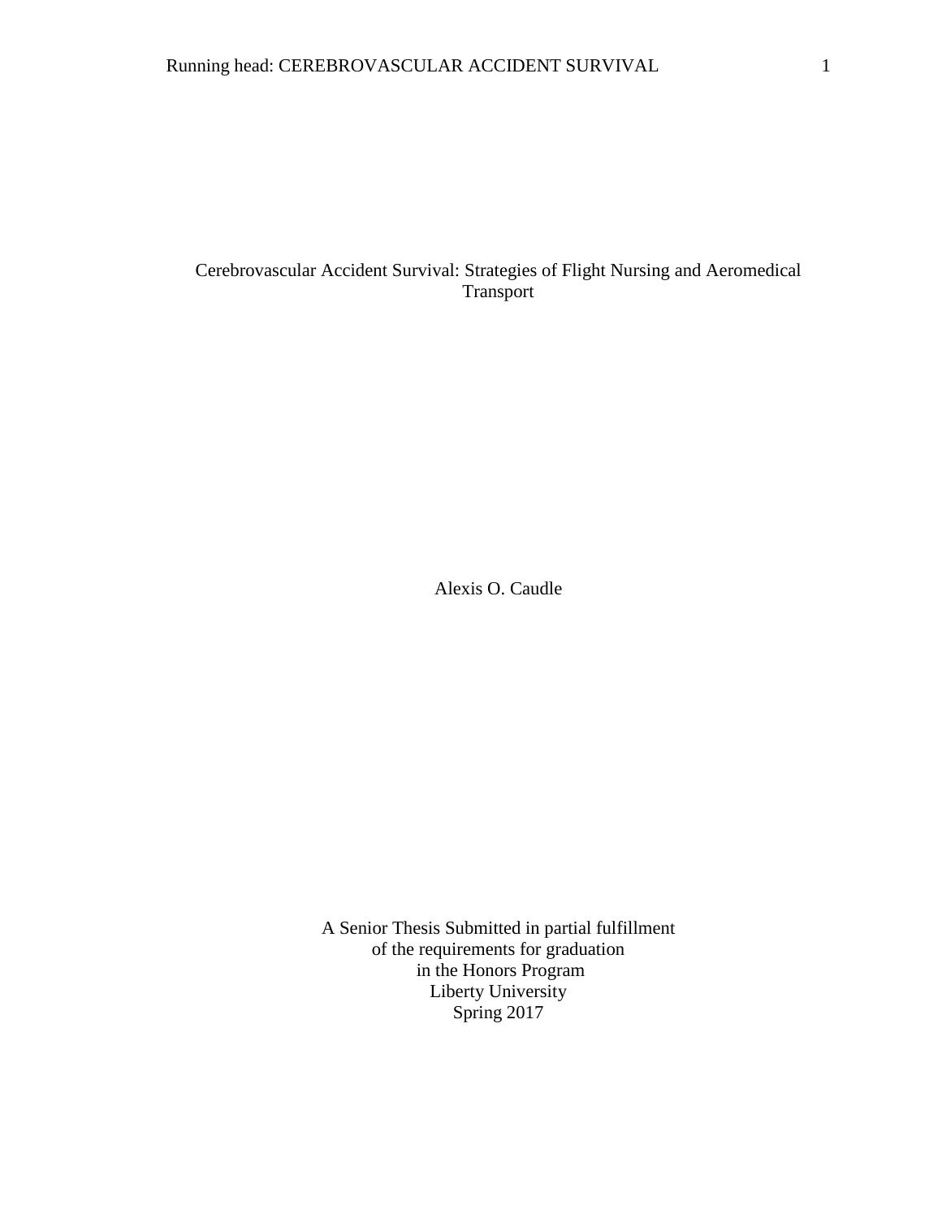# Cerebrovascular Accident Survival: Strategies of Flight Nursing and Aeromedical Transport

Alexis O. Caudle

A Senior Thesis Submitted in partial fulfillment
of the requirements for graduation
in the Honors Program
Liberty University
Spring 2017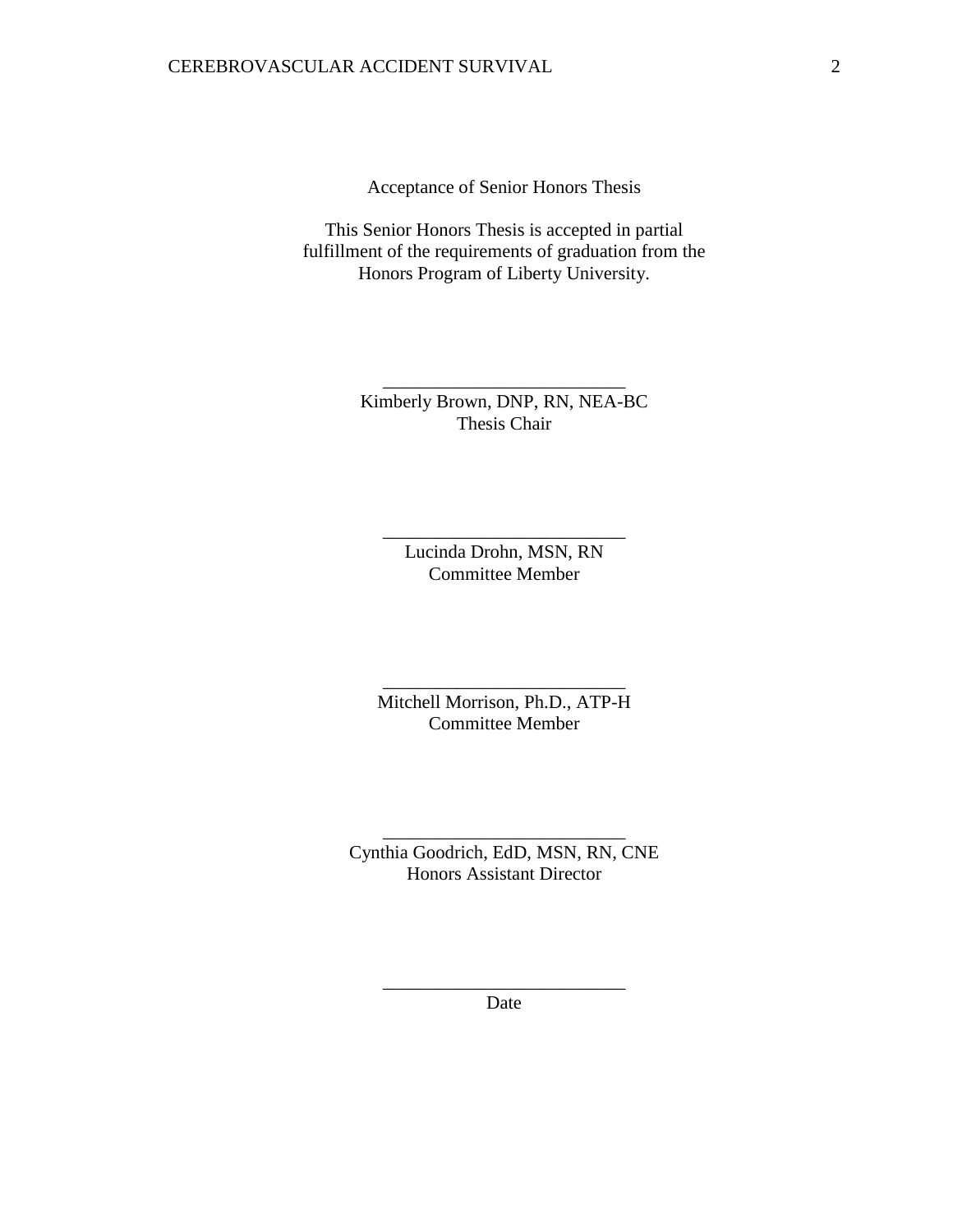Acceptance of Senior Honors Thesis

This Senior Honors Thesis is accepted in partial fulfillment of the requirements of graduation from the Honors Program of Liberty University.

______________________________
Kimberly Brown, DNP, RN, NEA-BC
Thesis Chair

______________________________
Lucinda Drohn, MSN, RN
Committee Member

______________________________
Mitchell Morrison, Ph.D., ATP-H
Committee Member

______________________________
Cynthia Goodrich, EdD, MSN, RN, CNE
Honors Assistant Director

______________________________
Date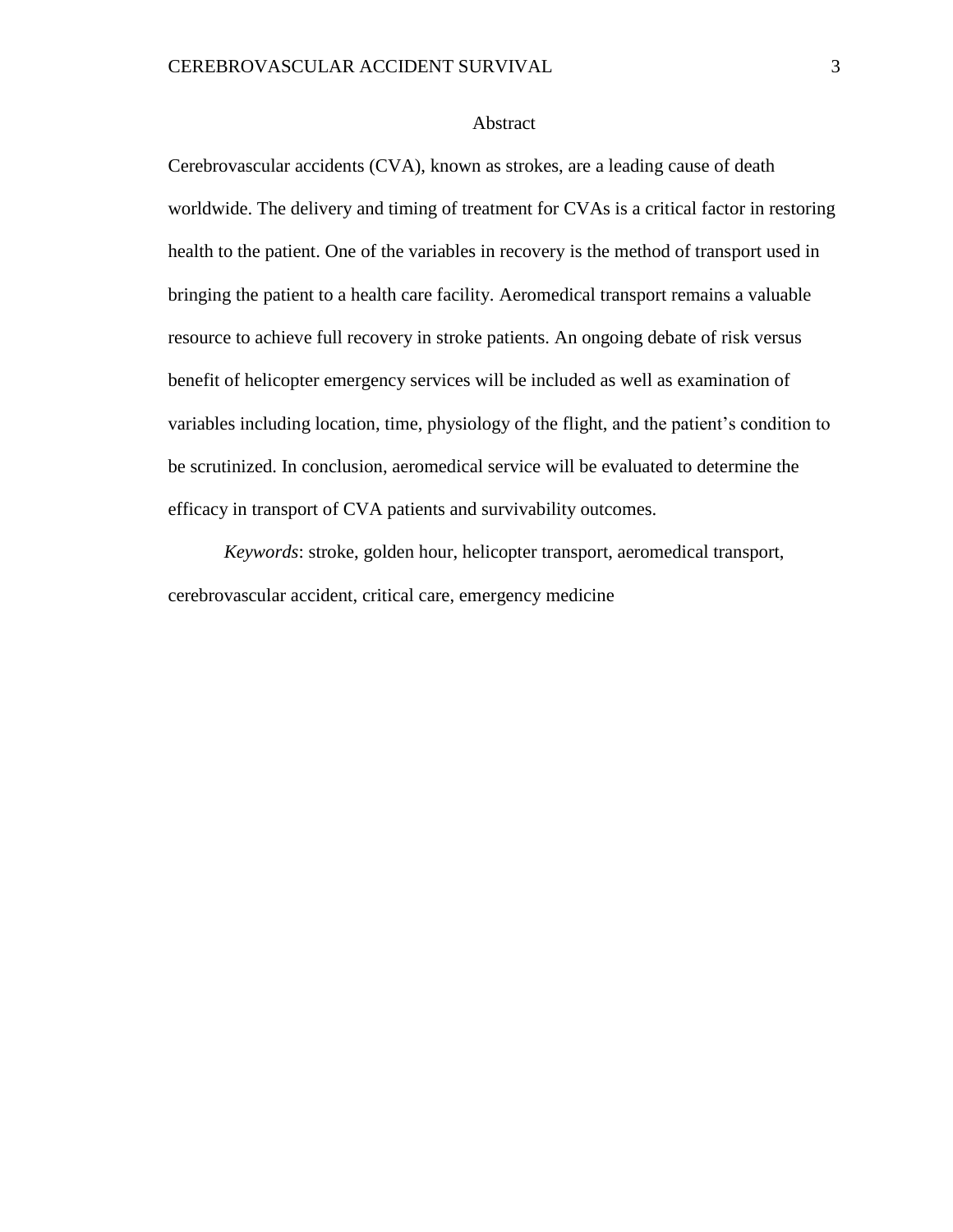# Abstract

Cerebrovascular accidents (CVA), known as strokes, are a leading cause of death worldwide. The delivery and timing of treatment for CVAs is a critical factor in restoring health to the patient. One of the variables in recovery is the method of transport used in bringing the patient to a health care facility. Aeromedical transport remains a valuable resource to achieve full recovery in stroke patients. An ongoing debate of risk versus benefit of helicopter emergency services will be included as well as examination of variables including location, time, physiology of the flight, and the patient's condition to be scrutinized. In conclusion, aeromedical service will be evaluated to determine the efficacy in transport of CVA patients and survivability outcomes.

*Keywords*: stroke, golden hour, helicopter transport, aeromedical transport, cerebrovascular accident, critical care, emergency medicine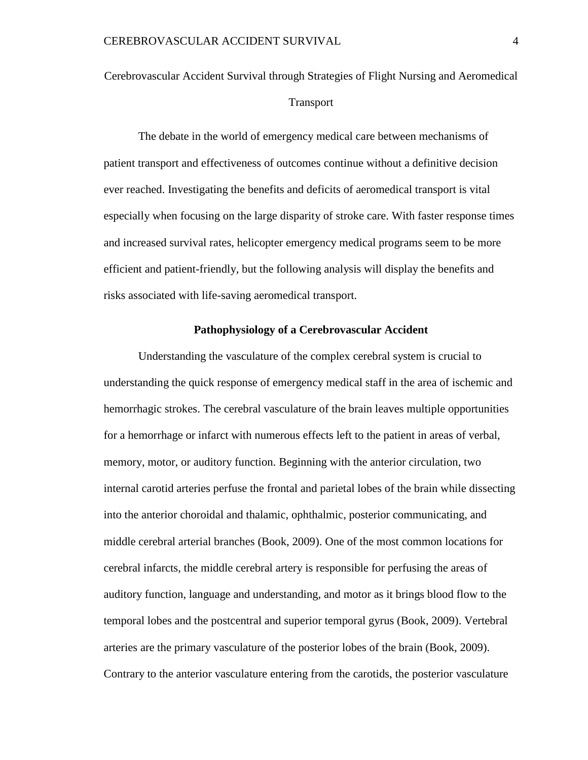# Cerebrovascular Accident Survival through Strategies of Flight Nursing and Aeromedical Transport

The debate in the world of emergency medical care between mechanisms of patient transport and effectiveness of outcomes continue without a definitive decision ever reached. Investigating the benefits and deficits of aeromedical transport is vital especially when focusing on the large disparity of stroke care. With faster response times and increased survival rates, helicopter emergency medical programs seem to be more efficient and patient-friendly, but the following analysis will display the benefits and risks associated with life-saving aeromedical transport.

## Pathophysiology of a Cerebrovascular Accident

Understanding the vasculature of the complex cerebral system is crucial to understanding the quick response of emergency medical staff in the area of ischemic and hemorrhagic strokes. The cerebral vasculature of the brain leaves multiple opportunities for a hemorrhage or infarct with numerous effects left to the patient in areas of verbal, memory, motor, or auditory function. Beginning with the anterior circulation, two internal carotid arteries perfuse the frontal and parietal lobes of the brain while dissecting into the anterior choroidal and thalamic, ophthalmic, posterior communicating, and middle cerebral arterial branches (Book, 2009). One of the most common locations for cerebral infarcts, the middle cerebral artery is responsible for perfusing the areas of auditory function, language and understanding, and motor as it brings blood flow to the temporal lobes and the postcentral and superior temporal gyrus (Book, 2009). Vertebral arteries are the primary vasculature of the posterior lobes of the brain (Book, 2009). Contrary to the anterior vasculature entering from the carotids, the posterior vasculature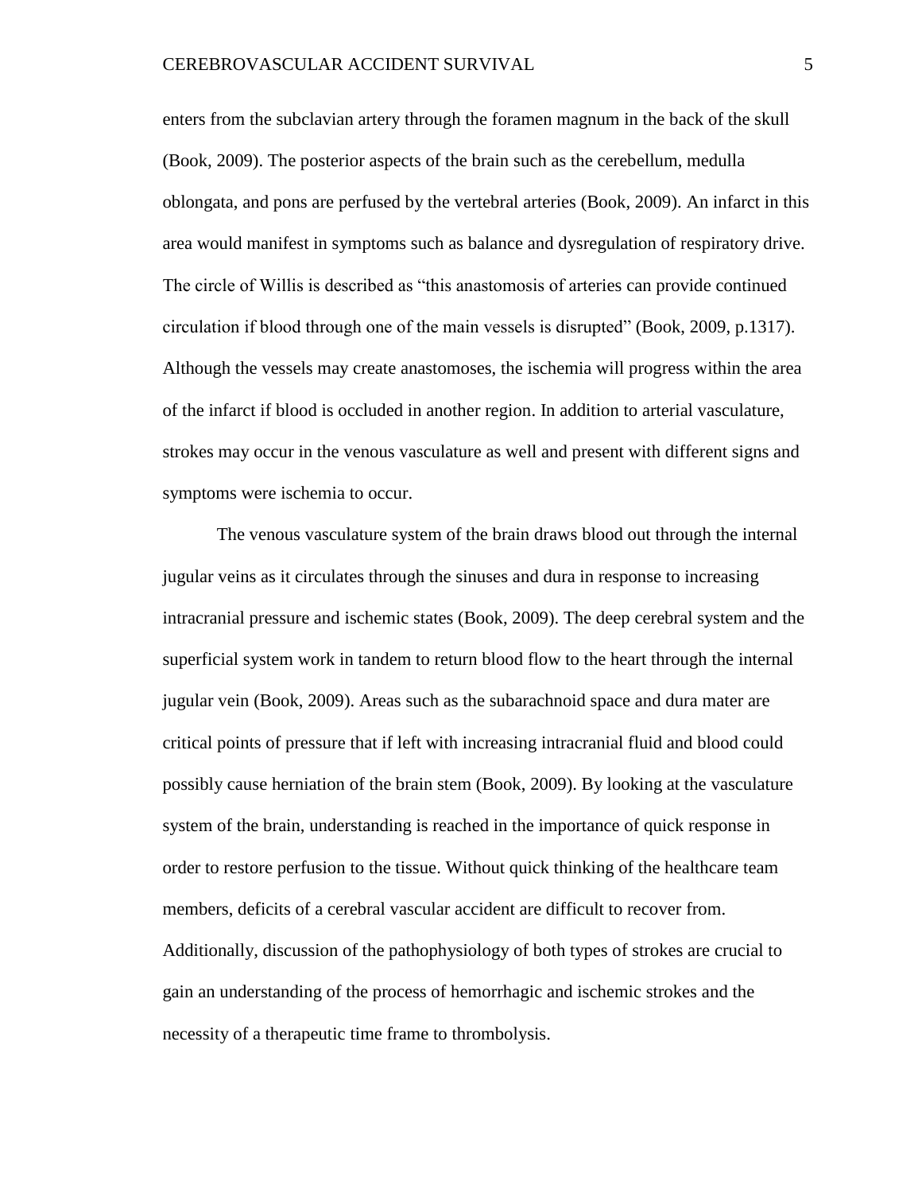enters from the subclavian artery through the foramen magnum in the back of the skull (Book, 2009). The posterior aspects of the brain such as the cerebellum, medulla oblongata, and pons are perfused by the vertebral arteries (Book, 2009). An infarct in this area would manifest in symptoms such as balance and dysregulation of respiratory drive. The circle of Willis is described as "this anastomosis of arteries can provide continued circulation if blood through one of the main vessels is disrupted" (Book, 2009, p.1317). Although the vessels may create anastomoses, the ischemia will progress within the area of the infarct if blood is occluded in another region. In addition to arterial vasculature, strokes may occur in the venous vasculature as well and present with different signs and symptoms were ischemia to occur.

The venous vasculature system of the brain draws blood out through the internal jugular veins as it circulates through the sinuses and dura in response to increasing intracranial pressure and ischemic states (Book, 2009). The deep cerebral system and the superficial system work in tandem to return blood flow to the heart through the internal jugular vein (Book, 2009). Areas such as the subarachnoid space and dura mater are critical points of pressure that if left with increasing intracranial fluid and blood could possibly cause herniation of the brain stem (Book, 2009). By looking at the vasculature system of the brain, understanding is reached in the importance of quick response in order to restore perfusion to the tissue. Without quick thinking of the healthcare team members, deficits of a cerebral vascular accident are difficult to recover from. Additionally, discussion of the pathophysiology of both types of strokes are crucial to gain an understanding of the process of hemorrhagic and ischemic strokes and the necessity of a therapeutic time frame to thrombolysis.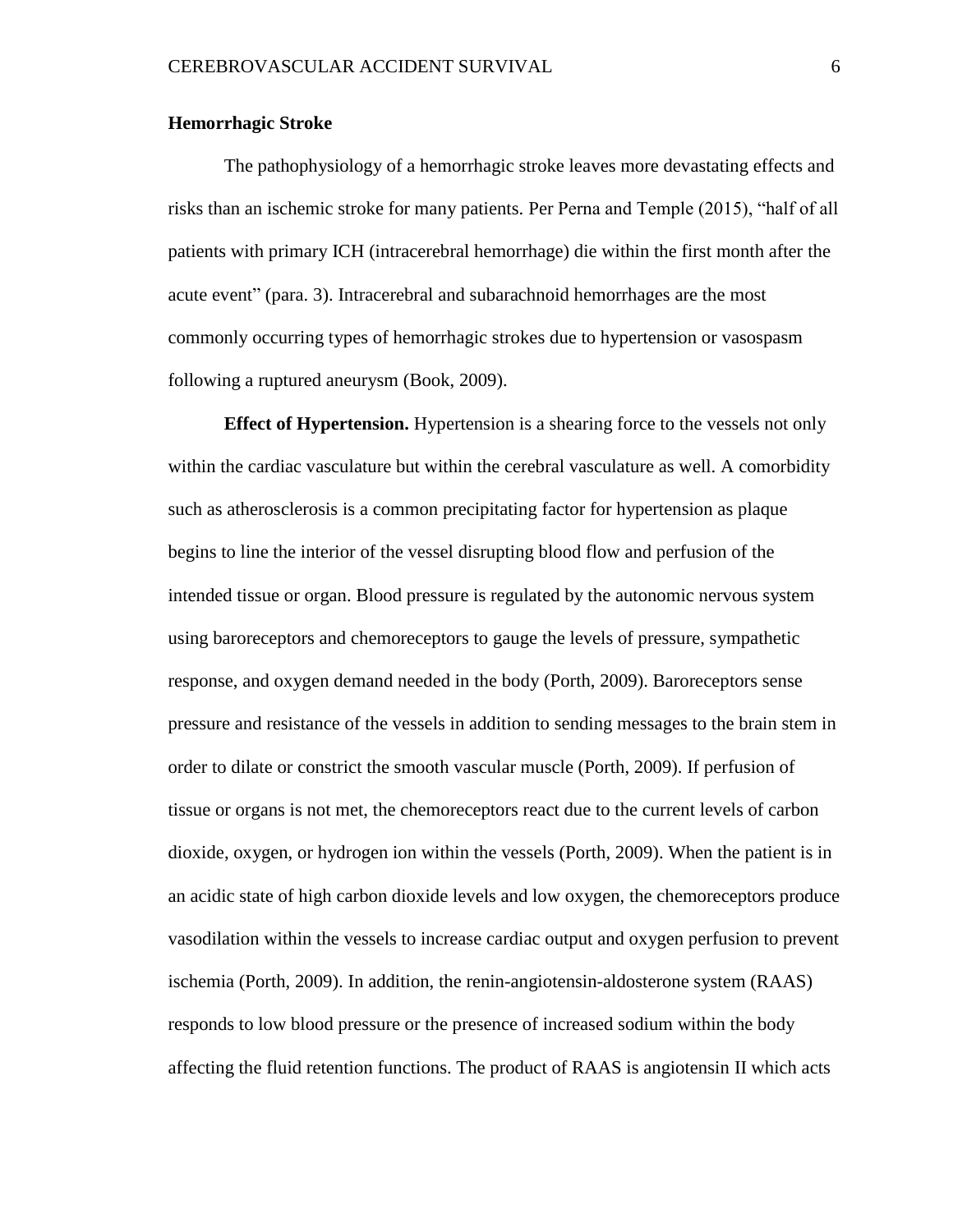## Hemorrhagic Stroke

The pathophysiology of a hemorrhagic stroke leaves more devastating effects and risks than an ischemic stroke for many patients. Per Perna and Temple (2015), "half of all patients with primary ICH (intracerebral hemorrhage) die within the first month after the acute event" (para. 3). Intracerebral and subarachnoid hemorrhages are the most commonly occurring types of hemorrhagic strokes due to hypertension or vasospasm following a ruptured aneurysm (Book, 2009).

**Effect of Hypertension.** Hypertension is a shearing force to the vessels not only within the cardiac vasculature but within the cerebral vasculature as well. A comorbidity such as atherosclerosis is a common precipitating factor for hypertension as plaque begins to line the interior of the vessel disrupting blood flow and perfusion of the intended tissue or organ. Blood pressure is regulated by the autonomic nervous system using baroreceptors and chemoreceptors to gauge the levels of pressure, sympathetic response, and oxygen demand needed in the body (Porth, 2009). Baroreceptors sense pressure and resistance of the vessels in addition to sending messages to the brain stem in order to dilate or constrict the smooth vascular muscle (Porth, 2009). If perfusion of tissue or organs is not met, the chemoreceptors react due to the current levels of carbon dioxide, oxygen, or hydrogen ion within the vessels (Porth, 2009). When the patient is in an acidic state of high carbon dioxide levels and low oxygen, the chemoreceptors produce vasodilation within the vessels to increase cardiac output and oxygen perfusion to prevent ischemia (Porth, 2009). In addition, the renin-angiotensin-aldosterone system (RAAS) responds to low blood pressure or the presence of increased sodium within the body affecting the fluid retention functions. The product of RAAS is angiotensin II which acts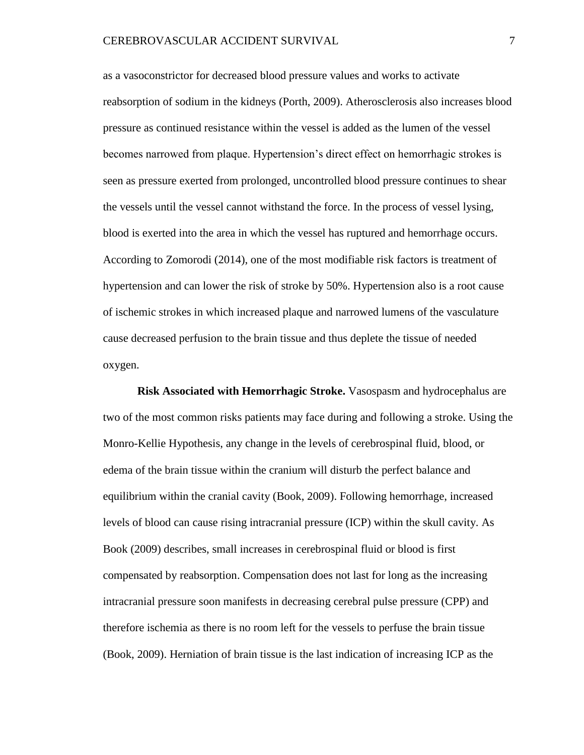as a vasoconstrictor for decreased blood pressure values and works to activate reabsorption of sodium in the kidneys (Porth, 2009). Atherosclerosis also increases blood pressure as continued resistance within the vessel is added as the lumen of the vessel becomes narrowed from plaque. Hypertension's direct effect on hemorrhagic strokes is seen as pressure exerted from prolonged, uncontrolled blood pressure continues to shear the vessels until the vessel cannot withstand the force. In the process of vessel lysing, blood is exerted into the area in which the vessel has ruptured and hemorrhage occurs. According to Zomorodi (2014), one of the most modifiable risk factors is treatment of hypertension and can lower the risk of stroke by 50%. Hypertension also is a root cause of ischemic strokes in which increased plaque and narrowed lumens of the vasculature cause decreased perfusion to the brain tissue and thus deplete the tissue of needed oxygen.

**Risk Associated with Hemorrhagic Stroke.** Vasospasm and hydrocephalus are two of the most common risks patients may face during and following a stroke. Using the Monro-Kellie Hypothesis, any change in the levels of cerebrospinal fluid, blood, or edema of the brain tissue within the cranium will disturb the perfect balance and equilibrium within the cranial cavity (Book, 2009). Following hemorrhage, increased levels of blood can cause rising intracranial pressure (ICP) within the skull cavity. As Book (2009) describes, small increases in cerebrospinal fluid or blood is first compensated by reabsorption. Compensation does not last for long as the increasing intracranial pressure soon manifests in decreasing cerebral pulse pressure (CPP) and therefore ischemia as there is no room left for the vessels to perfuse the brain tissue (Book, 2009). Herniation of brain tissue is the last indication of increasing ICP as the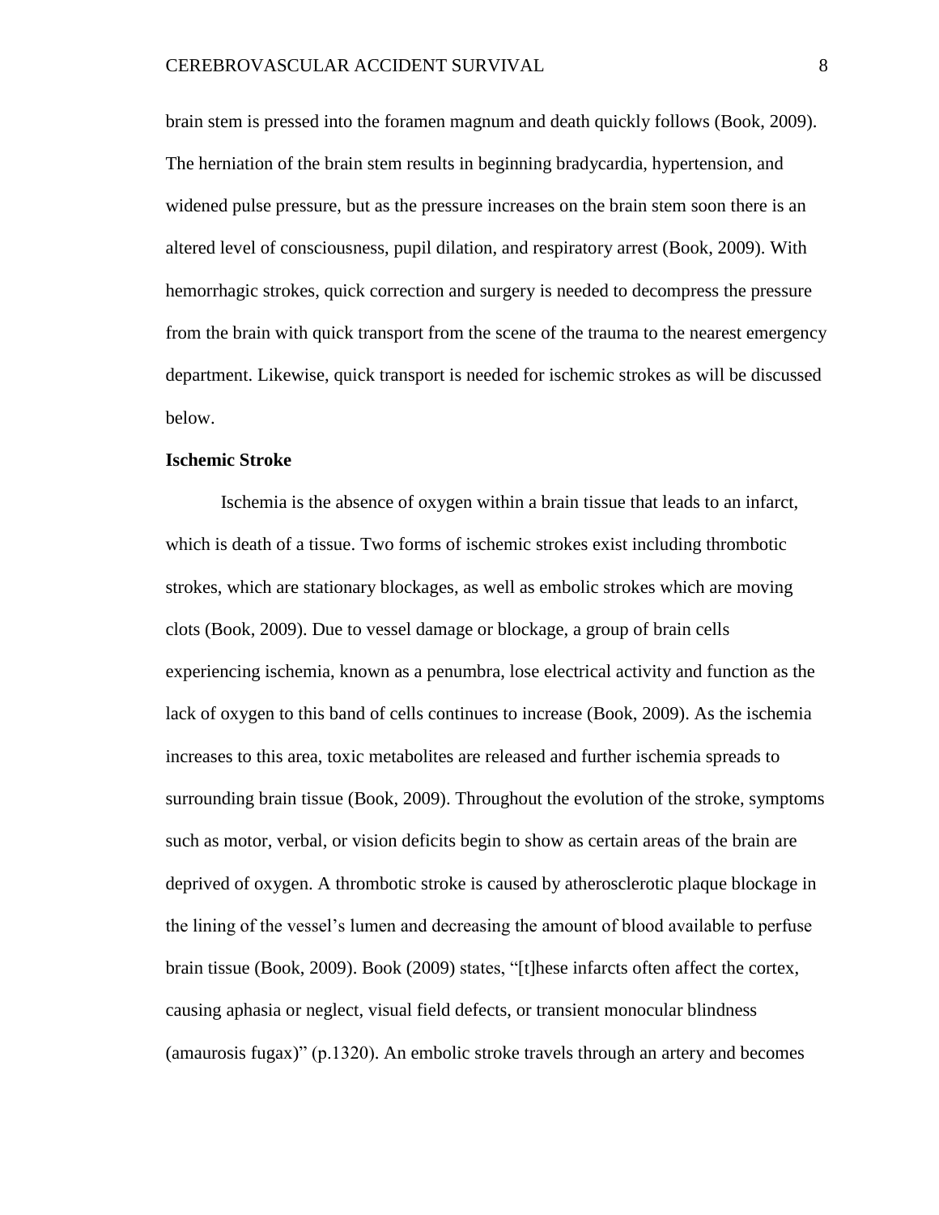brain stem is pressed into the foramen magnum and death quickly follows (Book, 2009). The herniation of the brain stem results in beginning bradycardia, hypertension, and widened pulse pressure, but as the pressure increases on the brain stem soon there is an altered level of consciousness, pupil dilation, and respiratory arrest (Book, 2009). With hemorrhagic strokes, quick correction and surgery is needed to decompress the pressure from the brain with quick transport from the scene of the trauma to the nearest emergency department. Likewise, quick transport is needed for ischemic strokes as will be discussed below.

**Ischemic Stroke**

Ischemia is the absence of oxygen within a brain tissue that leads to an infarct, which is death of a tissue. Two forms of ischemic strokes exist including thrombotic strokes, which are stationary blockages, as well as embolic strokes which are moving clots (Book, 2009). Due to vessel damage or blockage, a group of brain cells experiencing ischemia, known as a penumbra, lose electrical activity and function as the lack of oxygen to this band of cells continues to increase (Book, 2009). As the ischemia increases to this area, toxic metabolites are released and further ischemia spreads to surrounding brain tissue (Book, 2009). Throughout the evolution of the stroke, symptoms such as motor, verbal, or vision deficits begin to show as certain areas of the brain are deprived of oxygen. A thrombotic stroke is caused by atherosclerotic plaque blockage in the lining of the vessel's lumen and decreasing the amount of blood available to perfuse brain tissue (Book, 2009). Book (2009) states, "[t]hese infarcts often affect the cortex, causing aphasia or neglect, visual field defects, or transient monocular blindness (amaurosis fugax)" (p.1320). An embolic stroke travels through an artery and becomes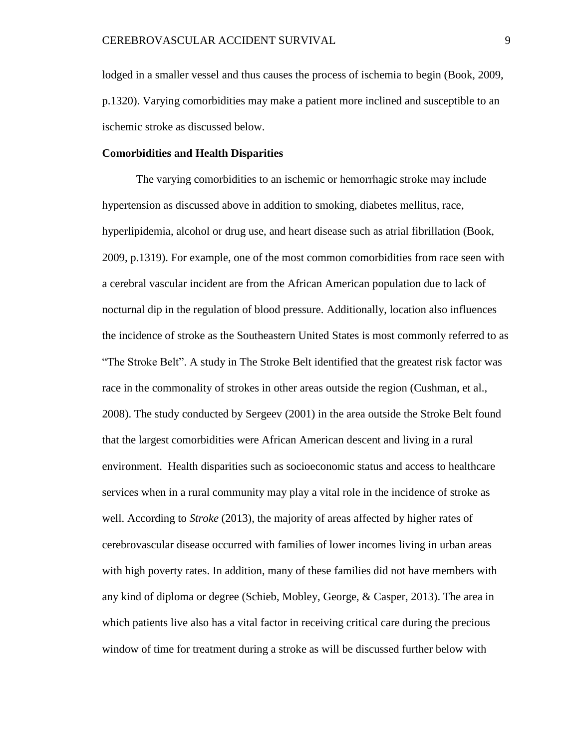lodged in a smaller vessel and thus causes the process of ischemia to begin (Book, 2009, p.1320). Varying comorbidities may make a patient more inclined and susceptible to an ischemic stroke as discussed below.

**Comorbidities and Health Disparities**

The varying comorbidities to an ischemic or hemorrhagic stroke may include hypertension as discussed above in addition to smoking, diabetes mellitus, race, hyperlipidemia, alcohol or drug use, and heart disease such as atrial fibrillation (Book, 2009, p.1319). For example, one of the most common comorbidities from race seen with a cerebral vascular incident are from the African American population due to lack of nocturnal dip in the regulation of blood pressure. Additionally, location also influences the incidence of stroke as the Southeastern United States is most commonly referred to as "The Stroke Belt". A study in The Stroke Belt identified that the greatest risk factor was race in the commonality of strokes in other areas outside the region (Cushman, et al., 2008). The study conducted by Sergeev (2001) in the area outside the Stroke Belt found that the largest comorbidities were African American descent and living in a rural environment. Health disparities such as socioeconomic status and access to healthcare services when in a rural community may play a vital role in the incidence of stroke as well. According to *Stroke* (2013), the majority of areas affected by higher rates of cerebrovascular disease occurred with families of lower incomes living in urban areas with high poverty rates. In addition, many of these families did not have members with any kind of diploma or degree (Schieb, Mobley, George, & Casper, 2013). The area in which patients live also has a vital factor in receiving critical care during the precious window of time for treatment during a stroke as will be discussed further below with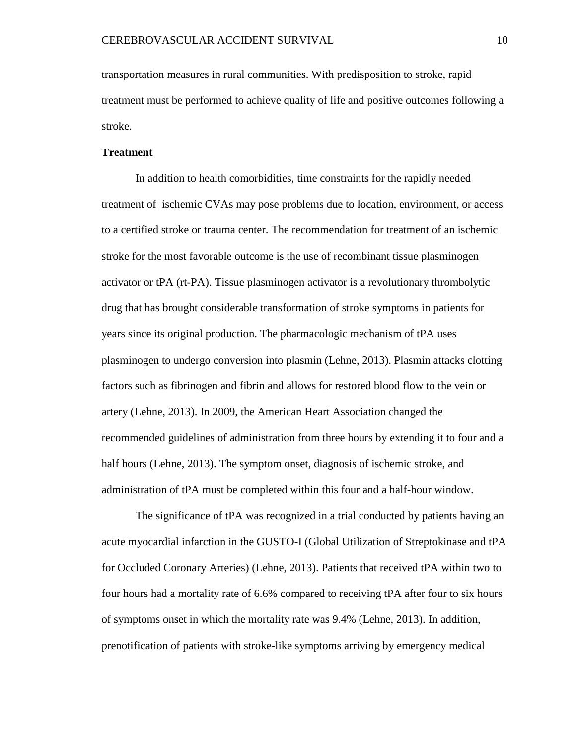transportation measures in rural communities. With predisposition to stroke, rapid treatment must be performed to achieve quality of life and positive outcomes following a stroke.

**Treatment**

In addition to health comorbidities, time constraints for the rapidly needed treatment of  ischemic CVAs may pose problems due to location, environment, or access to a certified stroke or trauma center. The recommendation for treatment of an ischemic stroke for the most favorable outcome is the use of recombinant tissue plasminogen activator or tPA (rt-PA). Tissue plasminogen activator is a revolutionary thrombolytic drug that has brought considerable transformation of stroke symptoms in patients for years since its original production. The pharmacologic mechanism of tPA uses plasminogen to undergo conversion into plasmin (Lehne, 2013). Plasmin attacks clotting factors such as fibrinogen and fibrin and allows for restored blood flow to the vein or artery (Lehne, 2013). In 2009, the American Heart Association changed the recommended guidelines of administration from three hours by extending it to four and a half hours (Lehne, 2013). The symptom onset, diagnosis of ischemic stroke, and administration of tPA must be completed within this four and a half-hour window.

The significance of tPA was recognized in a trial conducted by patients having an acute myocardial infarction in the GUSTO-I (Global Utilization of Streptokinase and tPA for Occluded Coronary Arteries) (Lehne, 2013). Patients that received tPA within two to four hours had a mortality rate of 6.6% compared to receiving tPA after four to six hours of symptoms onset in which the mortality rate was 9.4% (Lehne, 2013). In addition, prenotification of patients with stroke-like symptoms arriving by emergency medical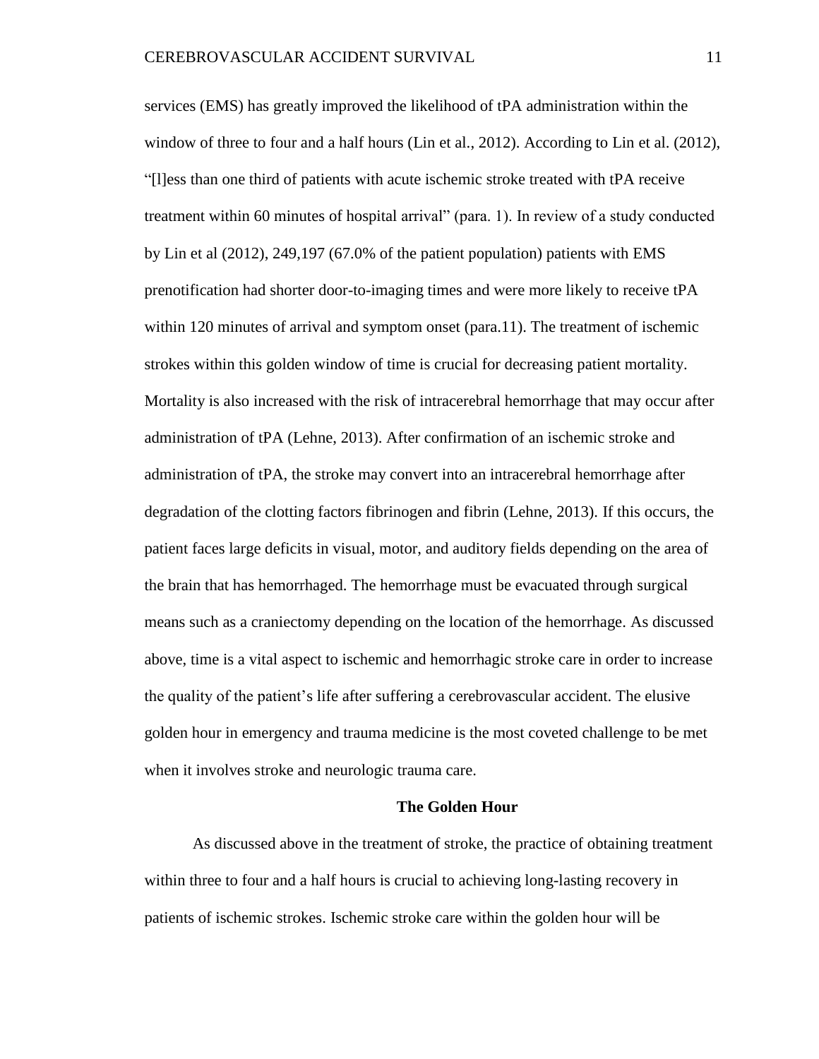services (EMS) has greatly improved the likelihood of tPA administration within the window of three to four and a half hours (Lin et al., 2012). According to Lin et al. (2012), "[l]ess than one third of patients with acute ischemic stroke treated with tPA receive treatment within 60 minutes of hospital arrival" (para. 1). In review of a study conducted by Lin et al (2012), 249,197 (67.0% of the patient population) patients with EMS prenotification had shorter door-to-imaging times and were more likely to receive tPA within 120 minutes of arrival and symptom onset (para.11). The treatment of ischemic strokes within this golden window of time is crucial for decreasing patient mortality. Mortality is also increased with the risk of intracerebral hemorrhage that may occur after administration of tPA (Lehne, 2013). After confirmation of an ischemic stroke and administration of tPA, the stroke may convert into an intracerebral hemorrhage after degradation of the clotting factors fibrinogen and fibrin (Lehne, 2013). If this occurs, the patient faces large deficits in visual, motor, and auditory fields depending on the area of the brain that has hemorrhaged. The hemorrhage must be evacuated through surgical means such as a craniectomy depending on the location of the hemorrhage. As discussed above, time is a vital aspect to ischemic and hemorrhagic stroke care in order to increase the quality of the patient's life after suffering a cerebrovascular accident. The elusive golden hour in emergency and trauma medicine is the most coveted challenge to be met when it involves stroke and neurologic trauma care.

## The Golden Hour

As discussed above in the treatment of stroke, the practice of obtaining treatment within three to four and a half hours is crucial to achieving long-lasting recovery in patients of ischemic strokes. Ischemic stroke care within the golden hour will be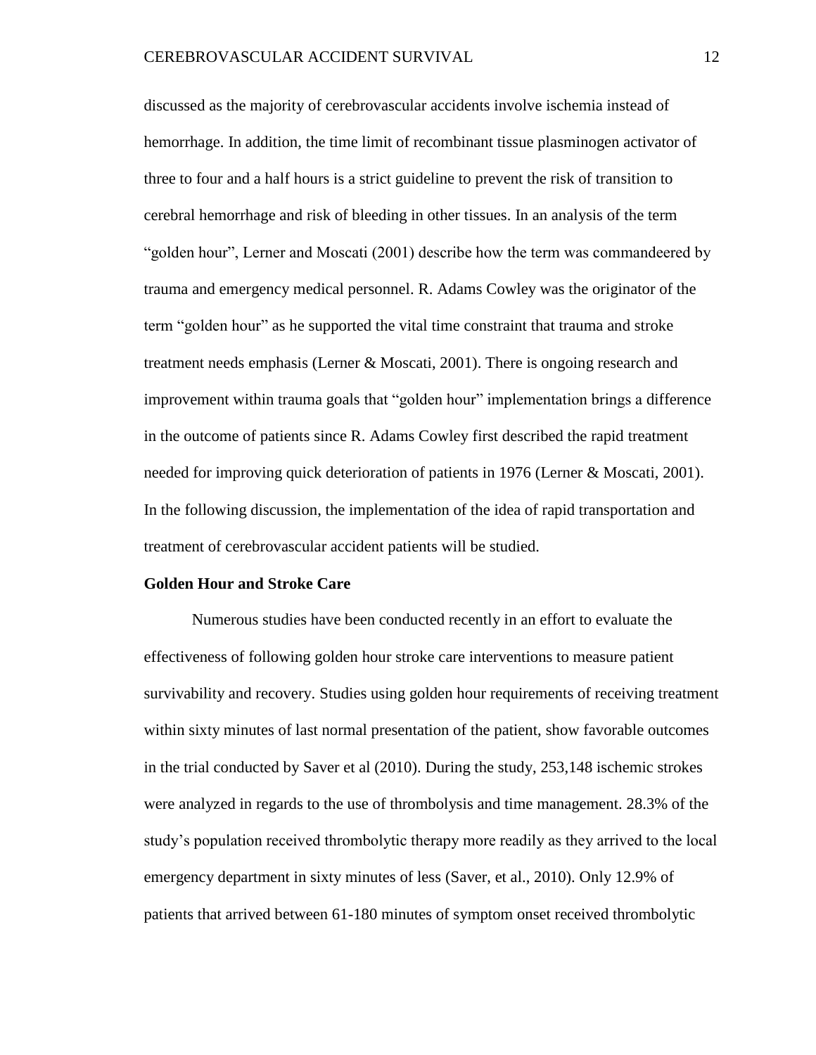discussed as the majority of cerebrovascular accidents involve ischemia instead of hemorrhage. In addition, the time limit of recombinant tissue plasminogen activator of three to four and a half hours is a strict guideline to prevent the risk of transition to cerebral hemorrhage and risk of bleeding in other tissues. In an analysis of the term "golden hour", Lerner and Moscati (2001) describe how the term was commandeered by trauma and emergency medical personnel. R. Adams Cowley was the originator of the term "golden hour" as he supported the vital time constraint that trauma and stroke treatment needs emphasis (Lerner & Moscati, 2001). There is ongoing research and improvement within trauma goals that "golden hour" implementation brings a difference in the outcome of patients since R. Adams Cowley first described the rapid treatment needed for improving quick deterioration of patients in 1976 (Lerner & Moscati, 2001). In the following discussion, the implementation of the idea of rapid transportation and treatment of cerebrovascular accident patients will be studied.

**Golden Hour and Stroke Care**

Numerous studies have been conducted recently in an effort to evaluate the effectiveness of following golden hour stroke care interventions to measure patient survivability and recovery. Studies using golden hour requirements of receiving treatment within sixty minutes of last normal presentation of the patient, show favorable outcomes in the trial conducted by Saver et al (2010). During the study, 253,148 ischemic strokes were analyzed in regards to the use of thrombolysis and time management. 28.3% of the study's population received thrombolytic therapy more readily as they arrived to the local emergency department in sixty minutes of less (Saver, et al., 2010). Only 12.9% of patients that arrived between 61-180 minutes of symptom onset received thrombolytic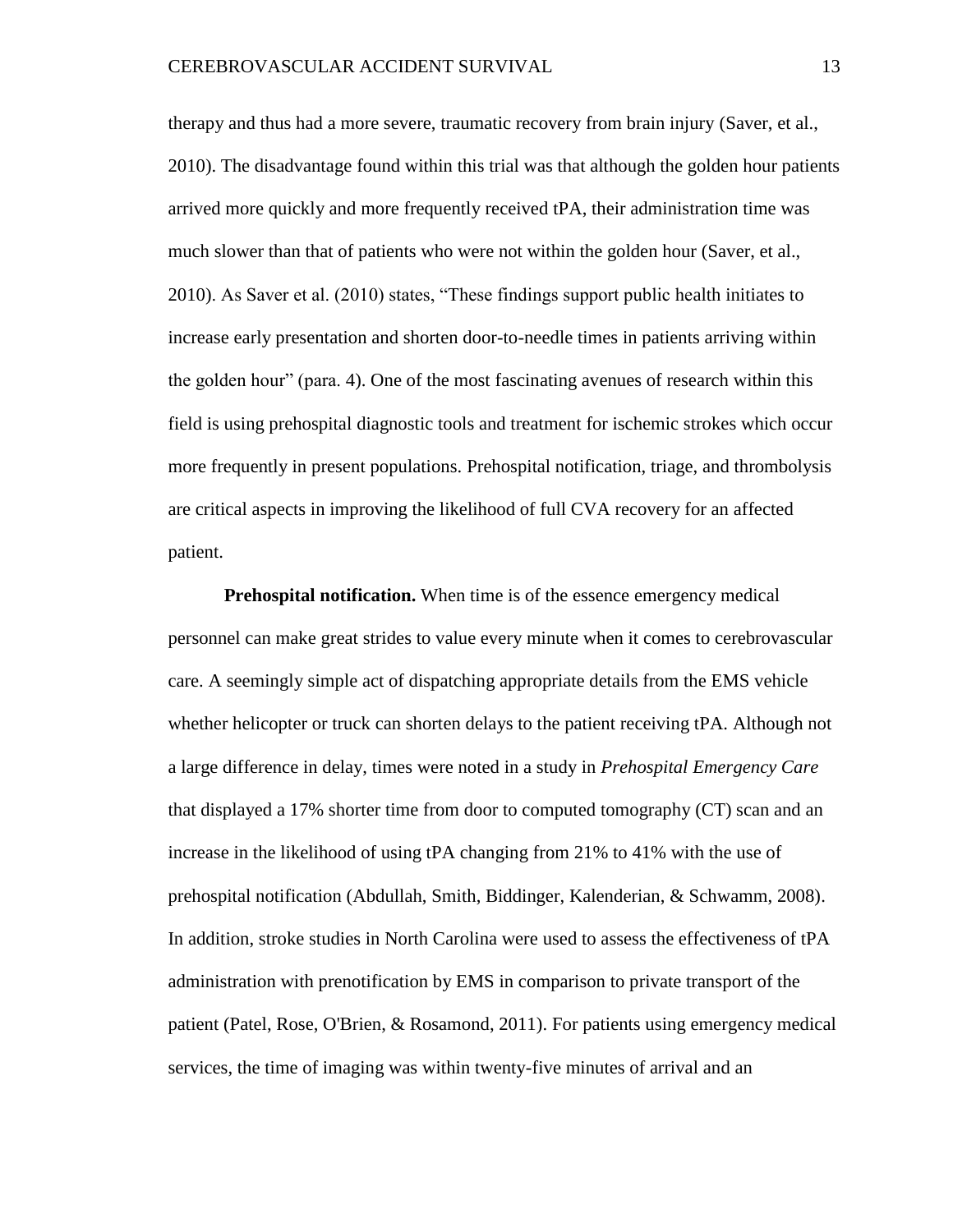therapy and thus had a more severe, traumatic recovery from brain injury (Saver, et al., 2010). The disadvantage found within this trial was that although the golden hour patients arrived more quickly and more frequently received tPA, their administration time was much slower than that of patients who were not within the golden hour (Saver, et al., 2010). As Saver et al. (2010) states, "These findings support public health initiates to increase early presentation and shorten door-to-needle times in patients arriving within the golden hour" (para. 4). One of the most fascinating avenues of research within this field is using prehospital diagnostic tools and treatment for ischemic strokes which occur more frequently in present populations. Prehospital notification, triage, and thrombolysis are critical aspects in improving the likelihood of full CVA recovery for an affected patient.

**Prehospital notification.** When time is of the essence emergency medical personnel can make great strides to value every minute when it comes to cerebrovascular care. A seemingly simple act of dispatching appropriate details from the EMS vehicle whether helicopter or truck can shorten delays to the patient receiving tPA. Although not a large difference in delay, times were noted in a study in *Prehospital Emergency Care* that displayed a 17% shorter time from door to computed tomography (CT) scan and an increase in the likelihood of using tPA changing from 21% to 41% with the use of prehospital notification (Abdullah, Smith, Biddinger, Kalenderian, & Schwamm, 2008). In addition, stroke studies in North Carolina were used to assess the effectiveness of tPA administration with prenotification by EMS in comparison to private transport of the patient (Patel, Rose, O'Brien, & Rosamond, 2011). For patients using emergency medical services, the time of imaging was within twenty-five minutes of arrival and an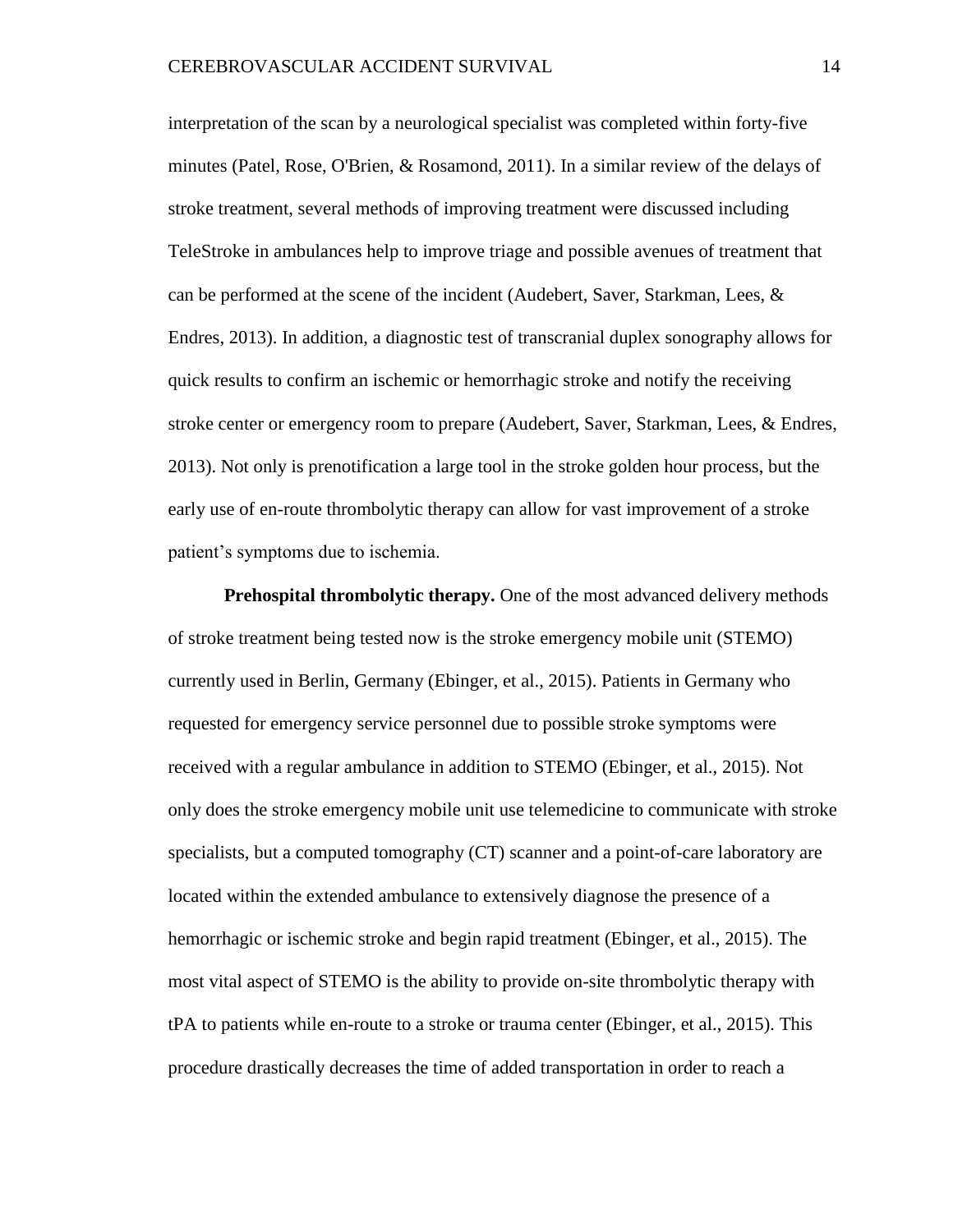interpretation of the scan by a neurological specialist was completed within forty-five minutes (Patel, Rose, O'Brien, & Rosamond, 2011). In a similar review of the delays of stroke treatment, several methods of improving treatment were discussed including TeleStroke in ambulances help to improve triage and possible avenues of treatment that can be performed at the scene of the incident (Audebert, Saver, Starkman, Lees, & Endres, 2013). In addition, a diagnostic test of transcranial duplex sonography allows for quick results to confirm an ischemic or hemorrhagic stroke and notify the receiving stroke center or emergency room to prepare (Audebert, Saver, Starkman, Lees, & Endres, 2013). Not only is prenotification a large tool in the stroke golden hour process, but the early use of en-route thrombolytic therapy can allow for vast improvement of a stroke patient's symptoms due to ischemia.

**Prehospital thrombolytic therapy.** One of the most advanced delivery methods of stroke treatment being tested now is the stroke emergency mobile unit (STEMO) currently used in Berlin, Germany (Ebinger, et al., 2015). Patients in Germany who requested for emergency service personnel due to possible stroke symptoms were received with a regular ambulance in addition to STEMO (Ebinger, et al., 2015). Not only does the stroke emergency mobile unit use telemedicine to communicate with stroke specialists, but a computed tomography (CT) scanner and a point-of-care laboratory are located within the extended ambulance to extensively diagnose the presence of a hemorrhagic or ischemic stroke and begin rapid treatment (Ebinger, et al., 2015). The most vital aspect of STEMO is the ability to provide on-site thrombolytic therapy with tPA to patients while en-route to a stroke or trauma center (Ebinger, et al., 2015). This procedure drastically decreases the time of added transportation in order to reach a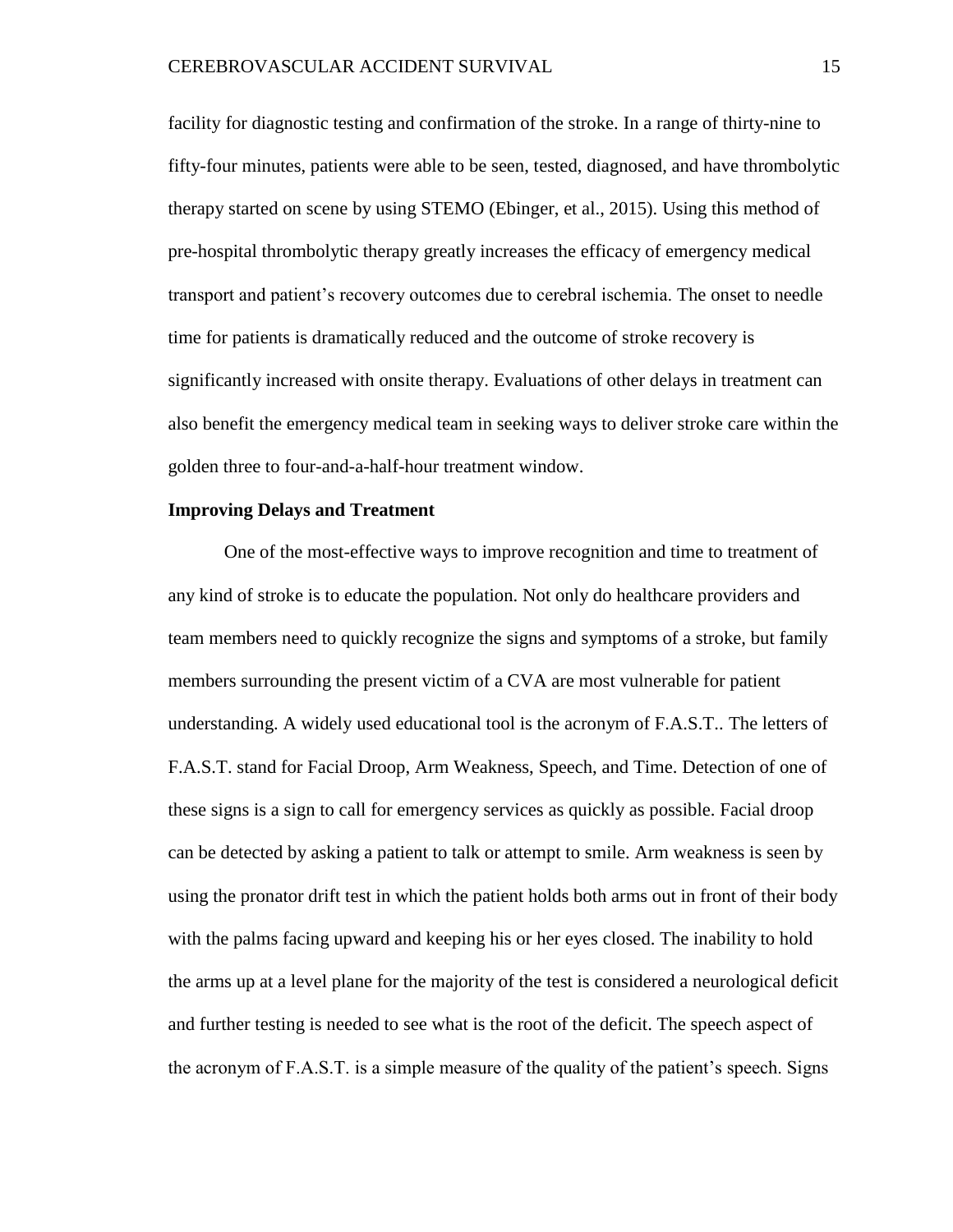facility for diagnostic testing and confirmation of the stroke. In a range of thirty-nine to fifty-four minutes, patients were able to be seen, tested, diagnosed, and have thrombolytic therapy started on scene by using STEMO (Ebinger, et al., 2015). Using this method of pre-hospital thrombolytic therapy greatly increases the efficacy of emergency medical transport and patient's recovery outcomes due to cerebral ischemia. The onset to needle time for patients is dramatically reduced and the outcome of stroke recovery is significantly increased with onsite therapy. Evaluations of other delays in treatment can also benefit the emergency medical team in seeking ways to deliver stroke care within the golden three to four-and-a-half-hour treatment window.

**Improving Delays and Treatment**

One of the most-effective ways to improve recognition and time to treatment of any kind of stroke is to educate the population. Not only do healthcare providers and team members need to quickly recognize the signs and symptoms of a stroke, but family members surrounding the present victim of a CVA are most vulnerable for patient understanding. A widely used educational tool is the acronym of F.A.S.T.. The letters of F.A.S.T. stand for Facial Droop, Arm Weakness, Speech, and Time. Detection of one of these signs is a sign to call for emergency services as quickly as possible. Facial droop can be detected by asking a patient to talk or attempt to smile. Arm weakness is seen by using the pronator drift test in which the patient holds both arms out in front of their body with the palms facing upward and keeping his or her eyes closed. The inability to hold the arms up at a level plane for the majority of the test is considered a neurological deficit and further testing is needed to see what is the root of the deficit. The speech aspect of the acronym of F.A.S.T. is a simple measure of the quality of the patient's speech. Signs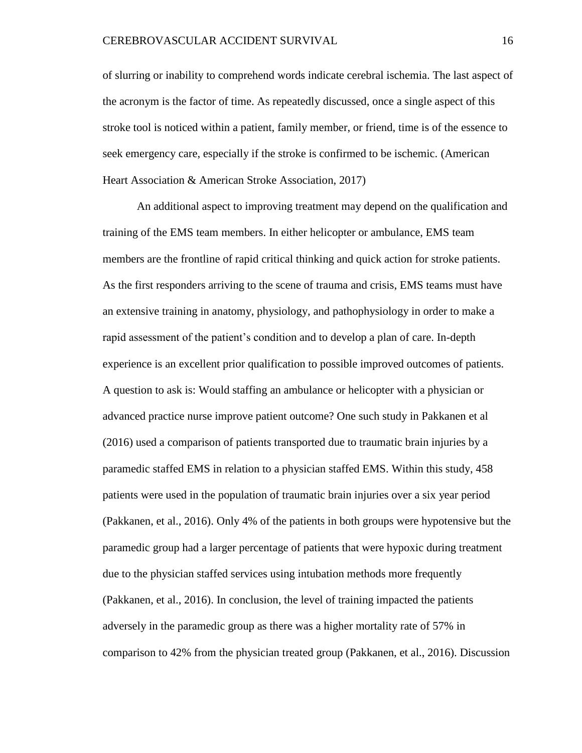of slurring or inability to comprehend words indicate cerebral ischemia. The last aspect of the acronym is the factor of time. As repeatedly discussed, once a single aspect of this stroke tool is noticed within a patient, family member, or friend, time is of the essence to seek emergency care, especially if the stroke is confirmed to be ischemic. (American Heart Association & American Stroke Association, 2017)

An additional aspect to improving treatment may depend on the qualification and training of the EMS team members. In either helicopter or ambulance, EMS team members are the frontline of rapid critical thinking and quick action for stroke patients. As the first responders arriving to the scene of trauma and crisis, EMS teams must have an extensive training in anatomy, physiology, and pathophysiology in order to make a rapid assessment of the patient's condition and to develop a plan of care. In-depth experience is an excellent prior qualification to possible improved outcomes of patients. A question to ask is: Would staffing an ambulance or helicopter with a physician or advanced practice nurse improve patient outcome? One such study in Pakkanen et al (2016) used a comparison of patients transported due to traumatic brain injuries by a paramedic staffed EMS in relation to a physician staffed EMS. Within this study, 458 patients were used in the population of traumatic brain injuries over a six year period (Pakkanen, et al., 2016). Only 4% of the patients in both groups were hypotensive but the paramedic group had a larger percentage of patients that were hypoxic during treatment due to the physician staffed services using intubation methods more frequently (Pakkanen, et al., 2016). In conclusion, the level of training impacted the patients adversely in the paramedic group as there was a higher mortality rate of 57% in comparison to 42% from the physician treated group (Pakkanen, et al., 2016). Discussion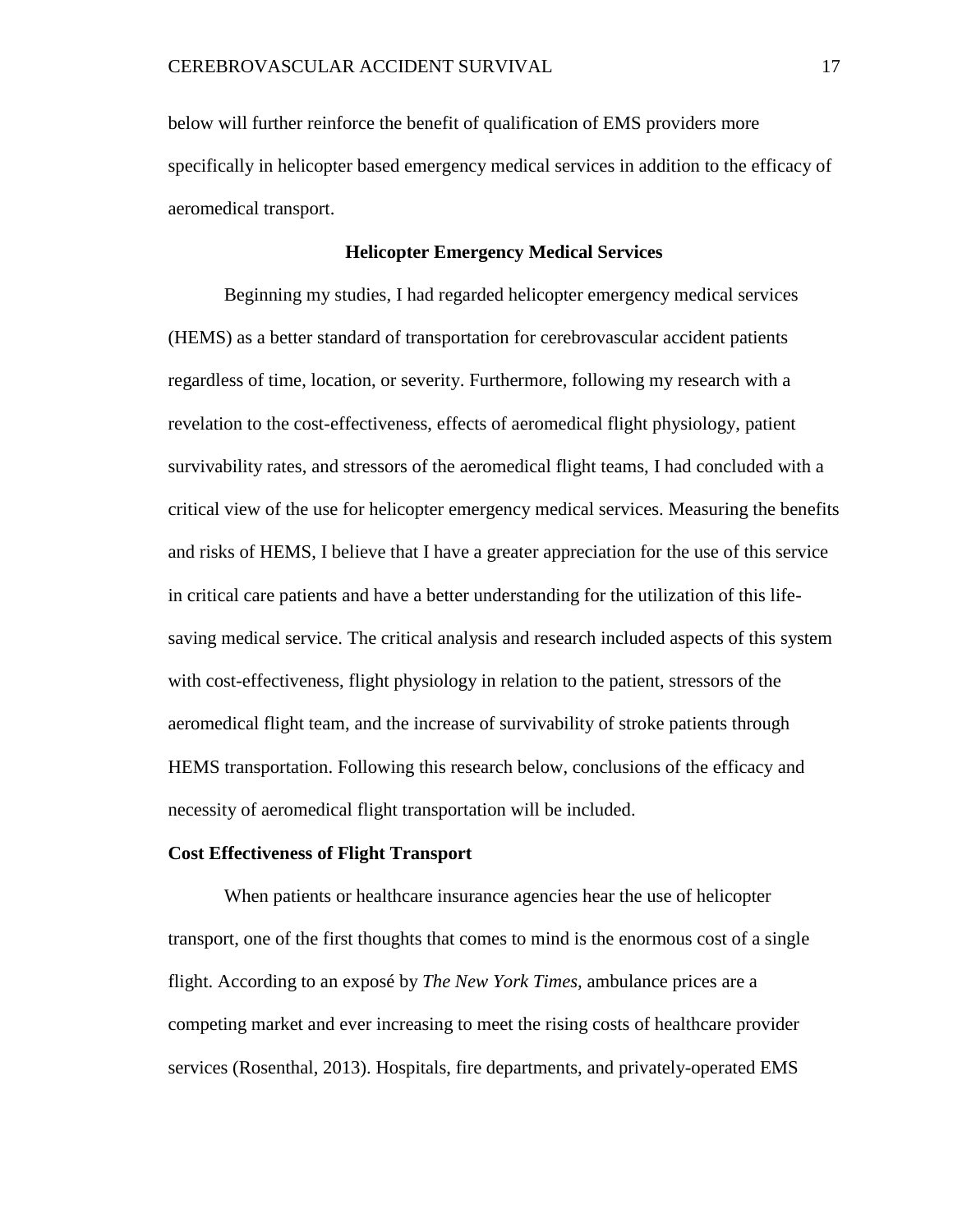below will further reinforce the benefit of qualification of EMS providers more specifically in helicopter based emergency medical services in addition to the efficacy of aeromedical transport.

## Helicopter Emergency Medical Services

Beginning my studies, I had regarded helicopter emergency medical services (HEMS) as a better standard of transportation for cerebrovascular accident patients regardless of time, location, or severity. Furthermore, following my research with a revelation to the cost-effectiveness, effects of aeromedical flight physiology, patient survivability rates, and stressors of the aeromedical flight teams, I had concluded with a critical view of the use for helicopter emergency medical services. Measuring the benefits and risks of HEMS, I believe that I have a greater appreciation for the use of this service in critical care patients and have a better understanding for the utilization of this life-saving medical service. The critical analysis and research included aspects of this system with cost-effectiveness, flight physiology in relation to the patient, stressors of the aeromedical flight team, and the increase of survivability of stroke patients through HEMS transportation. Following this research below, conclusions of the efficacy and necessity of aeromedical flight transportation will be included.

### Cost Effectiveness of Flight Transport

When patients or healthcare insurance agencies hear the use of helicopter transport, one of the first thoughts that comes to mind is the enormous cost of a single flight. According to an exposé by *The New York Times,* ambulance prices are a competing market and ever increasing to meet the rising costs of healthcare provider services (Rosenthal, 2013). Hospitals, fire departments, and privately-operated EMS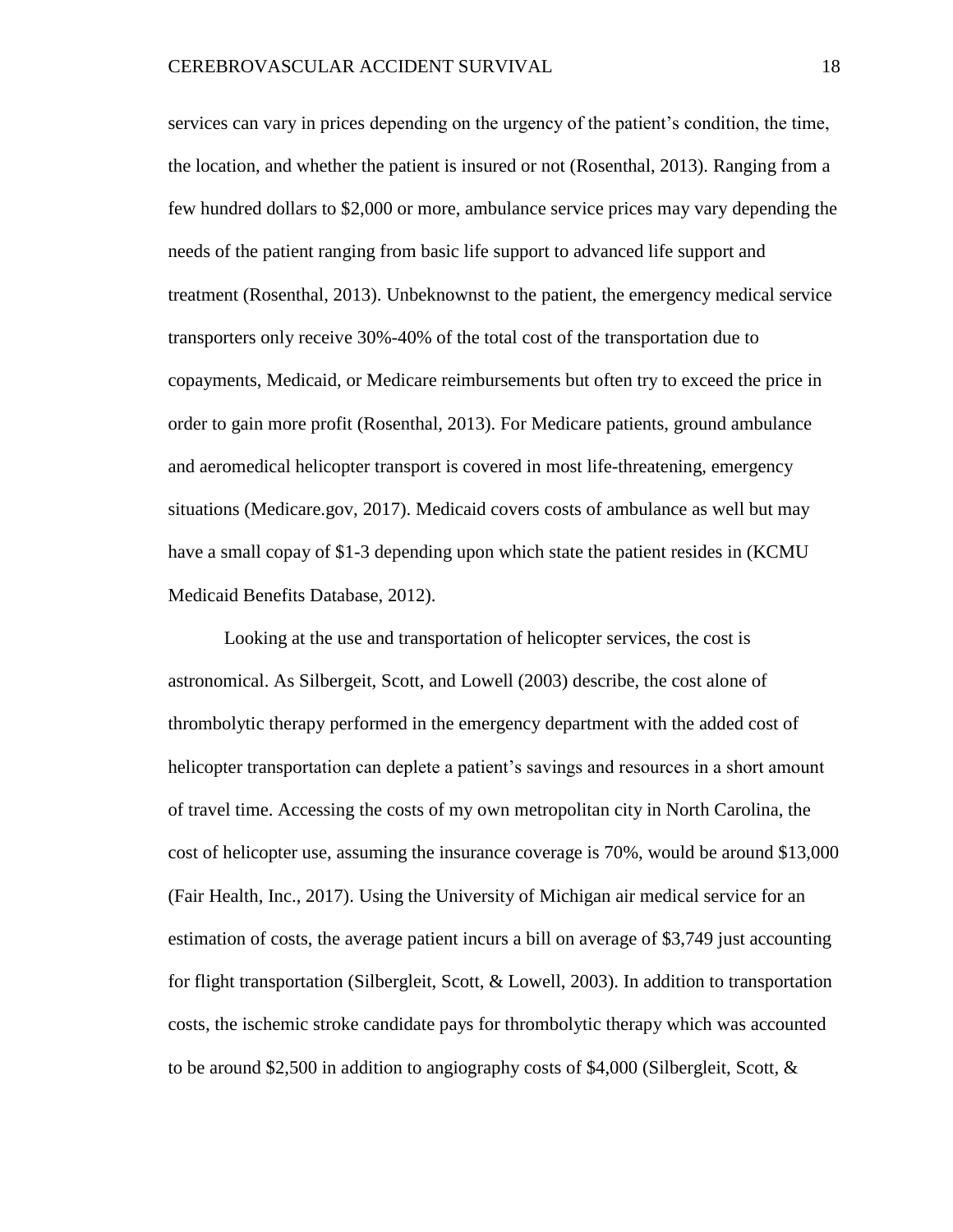services can vary in prices depending on the urgency of the patient's condition, the time, the location, and whether the patient is insured or not (Rosenthal, 2013). Ranging from a few hundred dollars to $2,000 or more, ambulance service prices may vary depending the needs of the patient ranging from basic life support to advanced life support and treatment (Rosenthal, 2013). Unbeknownst to the patient, the emergency medical service transporters only receive 30%-40% of the total cost of the transportation due to copayments, Medicaid, or Medicare reimbursements but often try to exceed the price in order to gain more profit (Rosenthal, 2013). For Medicare patients, ground ambulance and aeromedical helicopter transport is covered in most life-threatening, emergency situations (Medicare.gov, 2017). Medicaid covers costs of ambulance as well but may have a small copay of $1-3 depending upon which state the patient resides in (KCMU Medicaid Benefits Database, 2012).

Looking at the use and transportation of helicopter services, the cost is astronomical. As Silbergeit, Scott, and Lowell (2003) describe, the cost alone of thrombolytic therapy performed in the emergency department with the added cost of helicopter transportation can deplete a patient's savings and resources in a short amount of travel time. Accessing the costs of my own metropolitan city in North Carolina, the cost of helicopter use, assuming the insurance coverage is 70%, would be around $13,000 (Fair Health, Inc., 2017). Using the University of Michigan air medical service for an estimation of costs, the average patient incurs a bill on average of $3,749 just accounting for flight transportation (Silbergleit, Scott, & Lowell, 2003). In addition to transportation costs, the ischemic stroke candidate pays for thrombolytic therapy which was accounted to be around $2,500 in addition to angiography costs of $4,000 (Silbergleit, Scott, &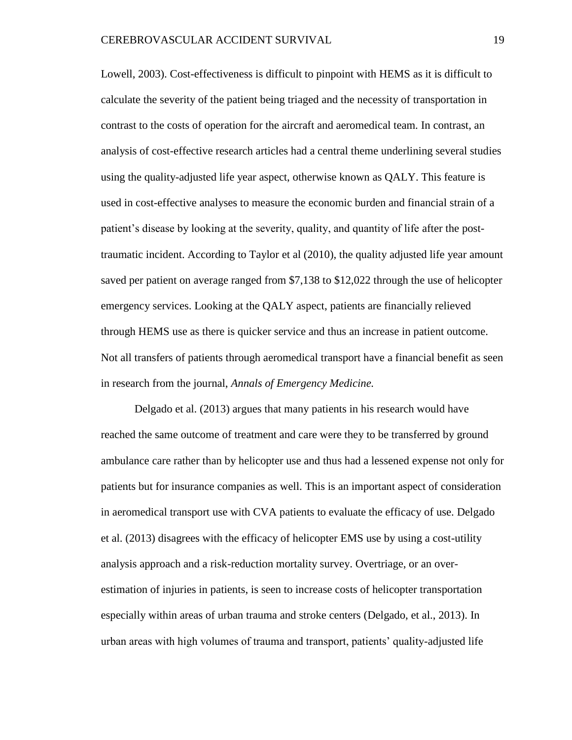Lowell, 2003). Cost-effectiveness is difficult to pinpoint with HEMS as it is difficult to calculate the severity of the patient being triaged and the necessity of transportation in contrast to the costs of operation for the aircraft and aeromedical team. In contrast, an analysis of cost-effective research articles had a central theme underlining several studies using the quality-adjusted life year aspect, otherwise known as QALY. This feature is used in cost-effective analyses to measure the economic burden and financial strain of a patient's disease by looking at the severity, quality, and quantity of life after the post-traumatic incident. According to Taylor et al (2010), the quality adjusted life year amount saved per patient on average ranged from $7,138 to $12,022 through the use of helicopter emergency services. Looking at the QALY aspect, patients are financially relieved through HEMS use as there is quicker service and thus an increase in patient outcome. Not all transfers of patients through aeromedical transport have a financial benefit as seen in research from the journal, *Annals of Emergency Medicine.*

Delgado et al. (2013) argues that many patients in his research would have reached the same outcome of treatment and care were they to be transferred by ground ambulance care rather than by helicopter use and thus had a lessened expense not only for patients but for insurance companies as well. This is an important aspect of consideration in aeromedical transport use with CVA patients to evaluate the efficacy of use. Delgado et al. (2013) disagrees with the efficacy of helicopter EMS use by using a cost-utility analysis approach and a risk-reduction mortality survey. Overtriage, or an over-estimation of injuries in patients, is seen to increase costs of helicopter transportation especially within areas of urban trauma and stroke centers (Delgado, et al., 2013). In urban areas with high volumes of trauma and transport, patients' quality-adjusted life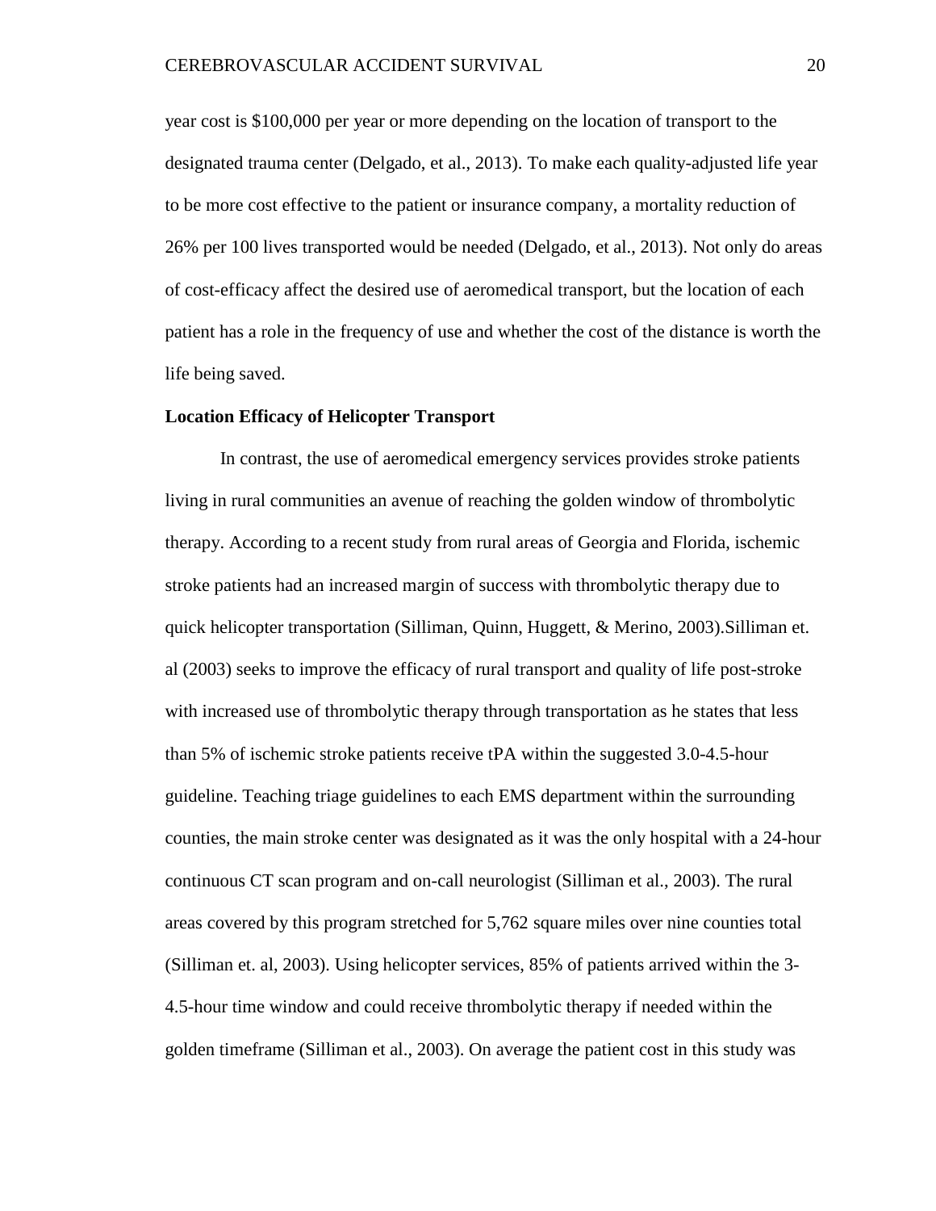year cost is $100,000 per year or more depending on the location of transport to the designated trauma center (Delgado, et al., 2013). To make each quality-adjusted life year to be more cost effective to the patient or insurance company, a mortality reduction of 26% per 100 lives transported would be needed (Delgado, et al., 2013). Not only do areas of cost-efficacy affect the desired use of aeromedical transport, but the location of each patient has a role in the frequency of use and whether the cost of the distance is worth the life being saved.

**Location Efficacy of Helicopter Transport**

In contrast, the use of aeromedical emergency services provides stroke patients living in rural communities an avenue of reaching the golden window of thrombolytic therapy. According to a recent study from rural areas of Georgia and Florida, ischemic stroke patients had an increased margin of success with thrombolytic therapy due to quick helicopter transportation (Silliman, Quinn, Huggett, & Merino, 2003).Silliman et. al (2003) seeks to improve the efficacy of rural transport and quality of life post-stroke with increased use of thrombolytic therapy through transportation as he states that less than 5% of ischemic stroke patients receive tPA within the suggested 3.0-4.5-hour guideline. Teaching triage guidelines to each EMS department within the surrounding counties, the main stroke center was designated as it was the only hospital with a 24-hour continuous CT scan program and on-call neurologist (Silliman et al., 2003). The rural areas covered by this program stretched for 5,762 square miles over nine counties total (Silliman et. al, 2003). Using helicopter services, 85% of patients arrived within the 3-4.5-hour time window and could receive thrombolytic therapy if needed within the golden timeframe (Silliman et al., 2003). On average the patient cost in this study was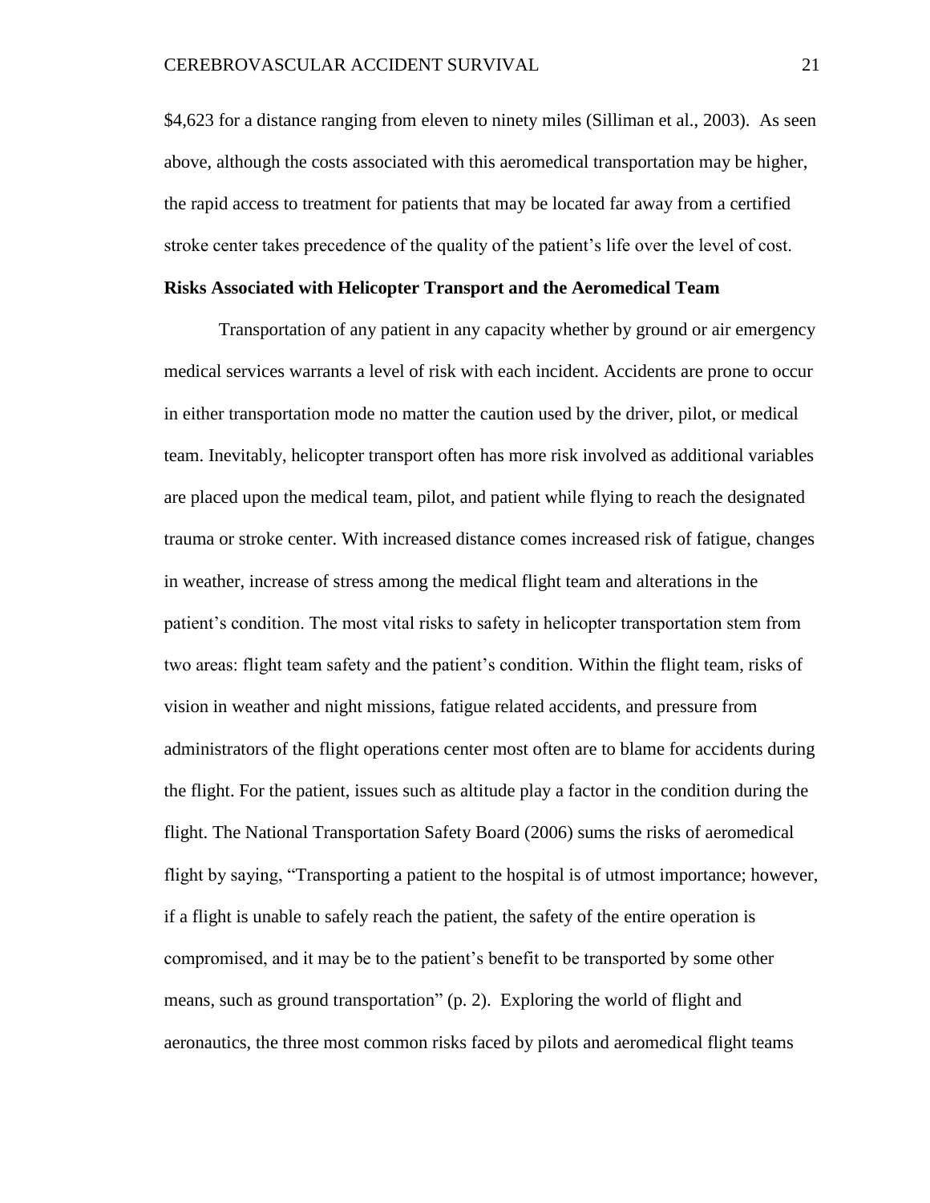$4,623 for a distance ranging from eleven to ninety miles (Silliman et al., 2003). As seen above, although the costs associated with this aeromedical transportation may be higher, the rapid access to treatment for patients that may be located far away from a certified stroke center takes precedence of the quality of the patient's life over the level of cost.

**Risks Associated with Helicopter Transport and the Aeromedical Team**

Transportation of any patient in any capacity whether by ground or air emergency medical services warrants a level of risk with each incident. Accidents are prone to occur in either transportation mode no matter the caution used by the driver, pilot, or medical team. Inevitably, helicopter transport often has more risk involved as additional variables are placed upon the medical team, pilot, and patient while flying to reach the designated trauma or stroke center. With increased distance comes increased risk of fatigue, changes in weather, increase of stress among the medical flight team and alterations in the patient's condition. The most vital risks to safety in helicopter transportation stem from two areas: flight team safety and the patient's condition. Within the flight team, risks of vision in weather and night missions, fatigue related accidents, and pressure from administrators of the flight operations center most often are to blame for accidents during the flight. For the patient, issues such as altitude play a factor in the condition during the flight. The National Transportation Safety Board (2006) sums the risks of aeromedical flight by saying, "Transporting a patient to the hospital is of utmost importance; however, if a flight is unable to safely reach the patient, the safety of the entire operation is compromised, and it may be to the patient's benefit to be transported by some other means, such as ground transportation" (p. 2). Exploring the world of flight and aeronautics, the three most common risks faced by pilots and aeromedical flight teams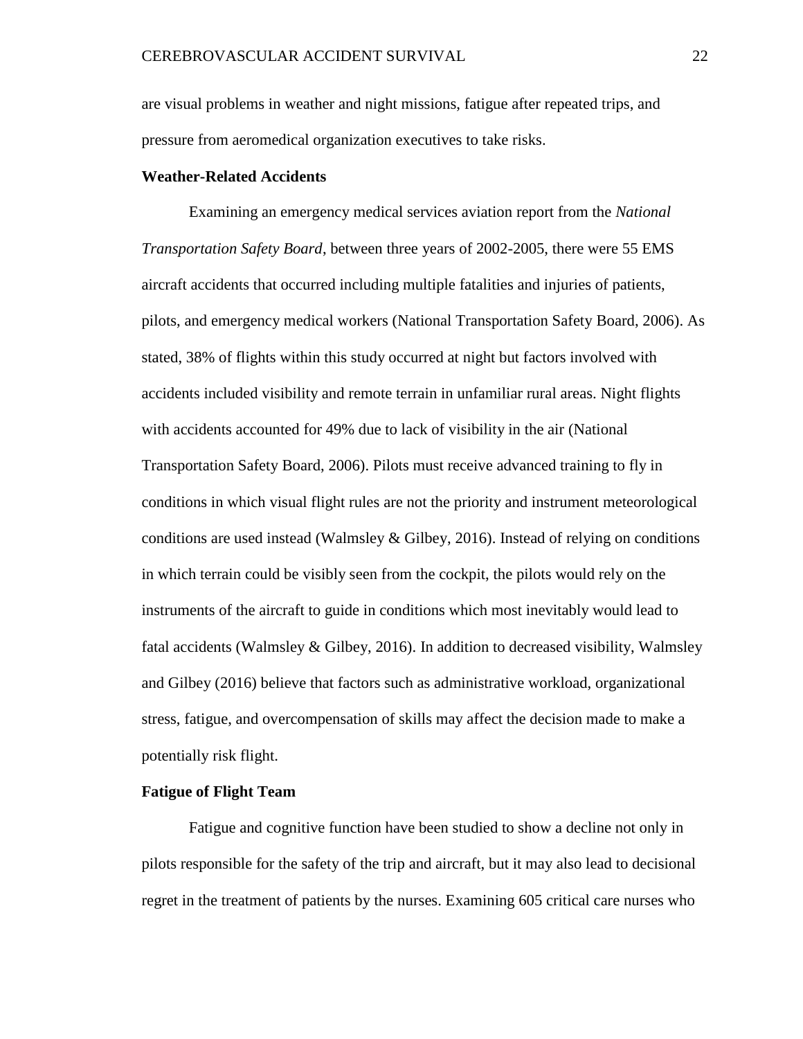are visual problems in weather and night missions, fatigue after repeated trips, and pressure from aeromedical organization executives to take risks.

**Weather-Related Accidents**

Examining an emergency medical services aviation report from the *National Transportation Safety Board*, between three years of 2002-2005, there were 55 EMS aircraft accidents that occurred including multiple fatalities and injuries of patients, pilots, and emergency medical workers (National Transportation Safety Board, 2006). As stated, 38% of flights within this study occurred at night but factors involved with accidents included visibility and remote terrain in unfamiliar rural areas. Night flights with accidents accounted for 49% due to lack of visibility in the air (National Transportation Safety Board, 2006). Pilots must receive advanced training to fly in conditions in which visual flight rules are not the priority and instrument meteorological conditions are used instead (Walmsley & Gilbey, 2016). Instead of relying on conditions in which terrain could be visibly seen from the cockpit, the pilots would rely on the instruments of the aircraft to guide in conditions which most inevitably would lead to fatal accidents (Walmsley & Gilbey, 2016). In addition to decreased visibility, Walmsley and Gilbey (2016) believe that factors such as administrative workload, organizational stress, fatigue, and overcompensation of skills may affect the decision made to make a potentially risk flight.

**Fatigue of Flight Team**

Fatigue and cognitive function have been studied to show a decline not only in pilots responsible for the safety of the trip and aircraft, but it may also lead to decisional regret in the treatment of patients by the nurses. Examining 605 critical care nurses who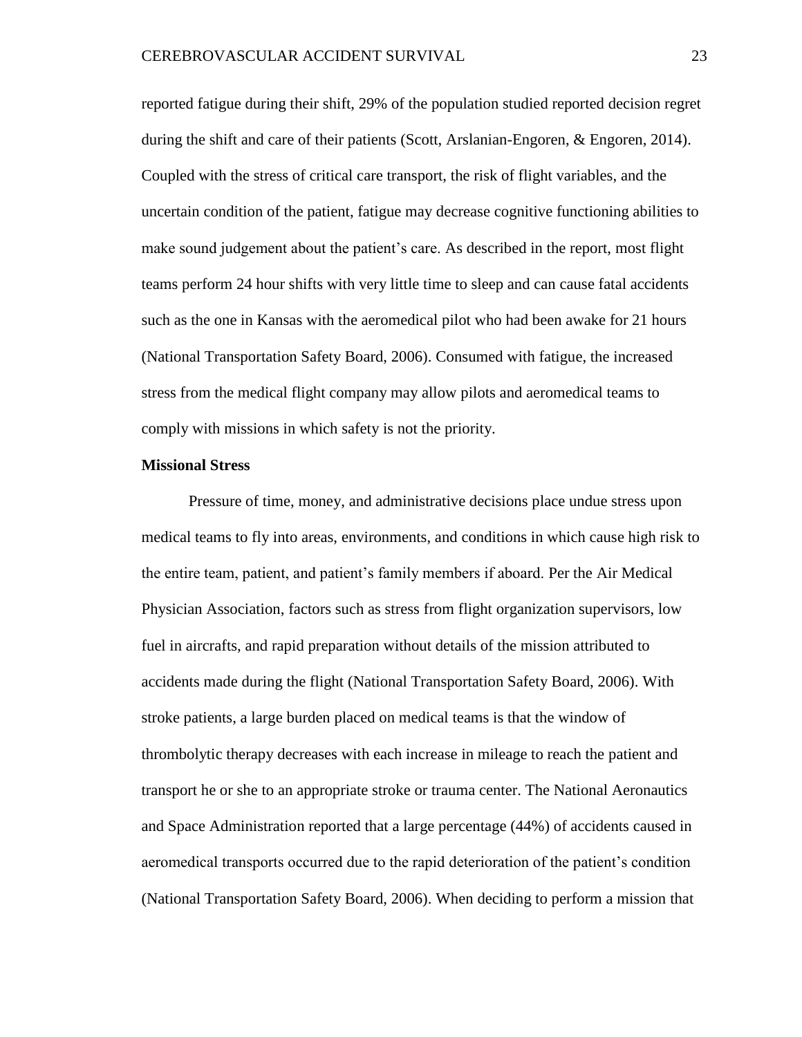reported fatigue during their shift, 29% of the population studied reported decision regret during the shift and care of their patients (Scott, Arslanian-Engoren, & Engoren, 2014). Coupled with the stress of critical care transport, the risk of flight variables, and the uncertain condition of the patient, fatigue may decrease cognitive functioning abilities to make sound judgement about the patient's care. As described in the report, most flight teams perform 24 hour shifts with very little time to sleep and can cause fatal accidents such as the one in Kansas with the aeromedical pilot who had been awake for 21 hours (National Transportation Safety Board, 2006). Consumed with fatigue, the increased stress from the medical flight company may allow pilots and aeromedical teams to comply with missions in which safety is not the priority.

**Missional Stress**

Pressure of time, money, and administrative decisions place undue stress upon medical teams to fly into areas, environments, and conditions in which cause high risk to the entire team, patient, and patient's family members if aboard. Per the Air Medical Physician Association, factors such as stress from flight organization supervisors, low fuel in aircrafts, and rapid preparation without details of the mission attributed to accidents made during the flight (National Transportation Safety Board, 2006). With stroke patients, a large burden placed on medical teams is that the window of thrombolytic therapy decreases with each increase in mileage to reach the patient and transport he or she to an appropriate stroke or trauma center. The National Aeronautics and Space Administration reported that a large percentage (44%) of accidents caused in aeromedical transports occurred due to the rapid deterioration of the patient's condition (National Transportation Safety Board, 2006). When deciding to perform a mission that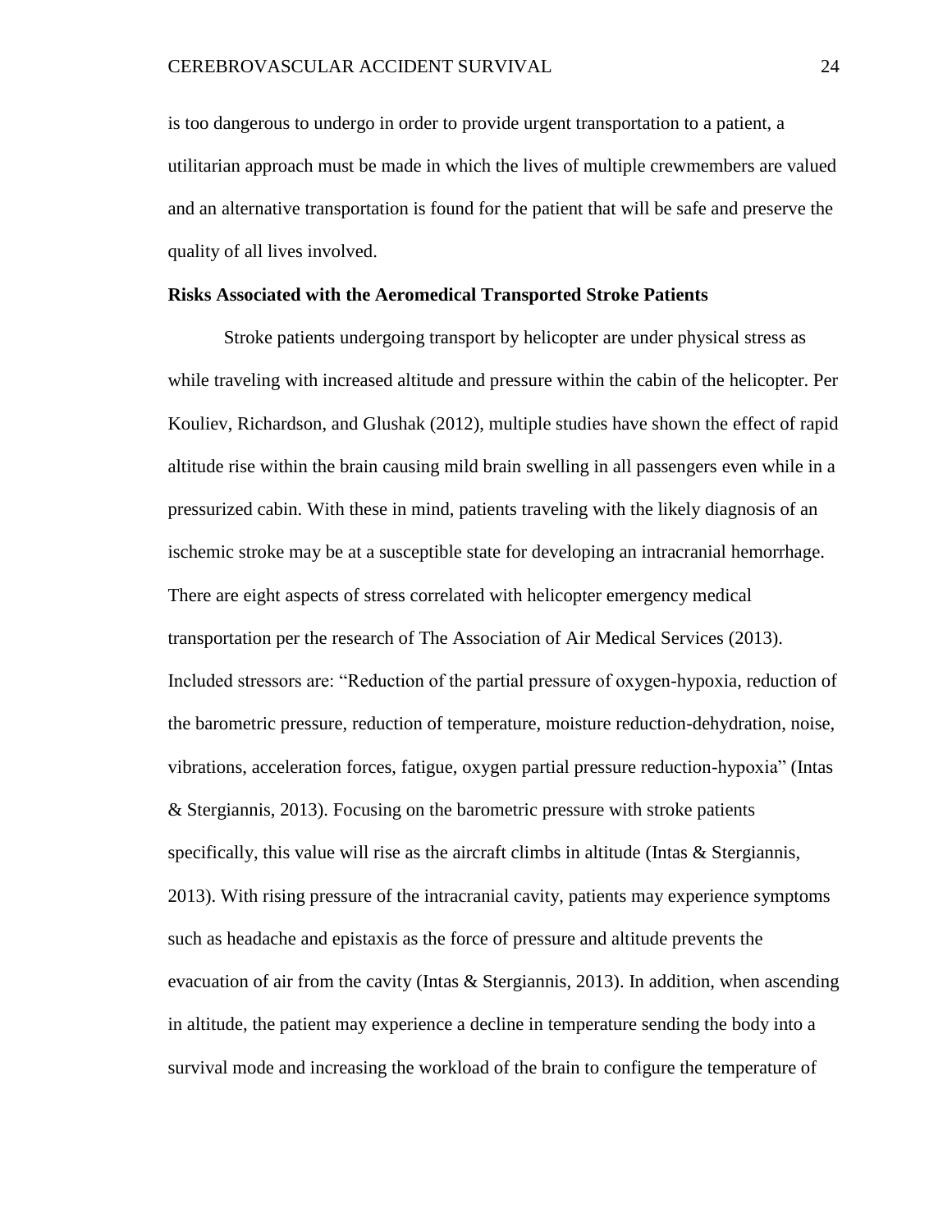is too dangerous to undergo in order to provide urgent transportation to a patient, a utilitarian approach must be made in which the lives of multiple crewmembers are valued and an alternative transportation is found for the patient that will be safe and preserve the quality of all lives involved.

**Risks Associated with the Aeromedical Transported Stroke Patients**

Stroke patients undergoing transport by helicopter are under physical stress as while traveling with increased altitude and pressure within the cabin of the helicopter. Per Kouliev, Richardson, and Glushak (2012), multiple studies have shown the effect of rapid altitude rise within the brain causing mild brain swelling in all passengers even while in a pressurized cabin. With these in mind, patients traveling with the likely diagnosis of an ischemic stroke may be at a susceptible state for developing an intracranial hemorrhage. There are eight aspects of stress correlated with helicopter emergency medical transportation per the research of The Association of Air Medical Services (2013). Included stressors are: "Reduction of the partial pressure of oxygen-hypoxia, reduction of the barometric pressure, reduction of temperature, moisture reduction-dehydration, noise, vibrations, acceleration forces, fatigue, oxygen partial pressure reduction-hypoxia" (Intas & Stergiannis, 2013). Focusing on the barometric pressure with stroke patients specifically, this value will rise as the aircraft climbs in altitude (Intas & Stergiannis, 2013). With rising pressure of the intracranial cavity, patients may experience symptoms such as headache and epistaxis as the force of pressure and altitude prevents the evacuation of air from the cavity (Intas & Stergiannis, 2013). In addition, when ascending in altitude, the patient may experience a decline in temperature sending the body into a survival mode and increasing the workload of the brain to configure the temperature of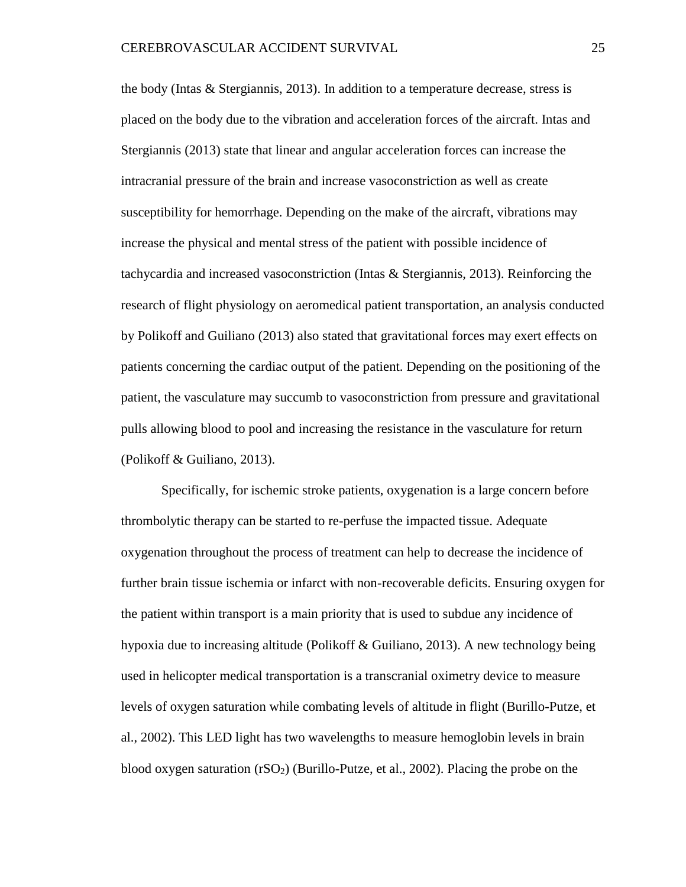the body (Intas & Stergiannis, 2013). In addition to a temperature decrease, stress is placed on the body due to the vibration and acceleration forces of the aircraft. Intas and Stergiannis (2013) state that linear and angular acceleration forces can increase the intracranial pressure of the brain and increase vasoconstriction as well as create susceptibility for hemorrhage. Depending on the make of the aircraft, vibrations may increase the physical and mental stress of the patient with possible incidence of tachycardia and increased vasoconstriction (Intas & Stergiannis, 2013). Reinforcing the research of flight physiology on aeromedical patient transportation, an analysis conducted by Polikoff and Guiliano (2013) also stated that gravitational forces may exert effects on patients concerning the cardiac output of the patient. Depending on the positioning of the patient, the vasculature may succumb to vasoconstriction from pressure and gravitational pulls allowing blood to pool and increasing the resistance in the vasculature for return (Polikoff & Guiliano, 2013).

Specifically, for ischemic stroke patients, oxygenation is a large concern before thrombolytic therapy can be started to re-perfuse the impacted tissue. Adequate oxygenation throughout the process of treatment can help to decrease the incidence of further brain tissue ischemia or infarct with non-recoverable deficits. Ensuring oxygen for the patient within transport is a main priority that is used to subdue any incidence of hypoxia due to increasing altitude (Polikoff & Guiliano, 2013). A new technology being used in helicopter medical transportation is a transcranial oximetry device to measure levels of oxygen saturation while combating levels of altitude in flight (Burillo-Putze, et al., 2002). This LED light has two wavelengths to measure hemoglobin levels in brain blood oxygen saturation ($rSO_2$) (Burillo-Putze, et al., 2002). Placing the probe on the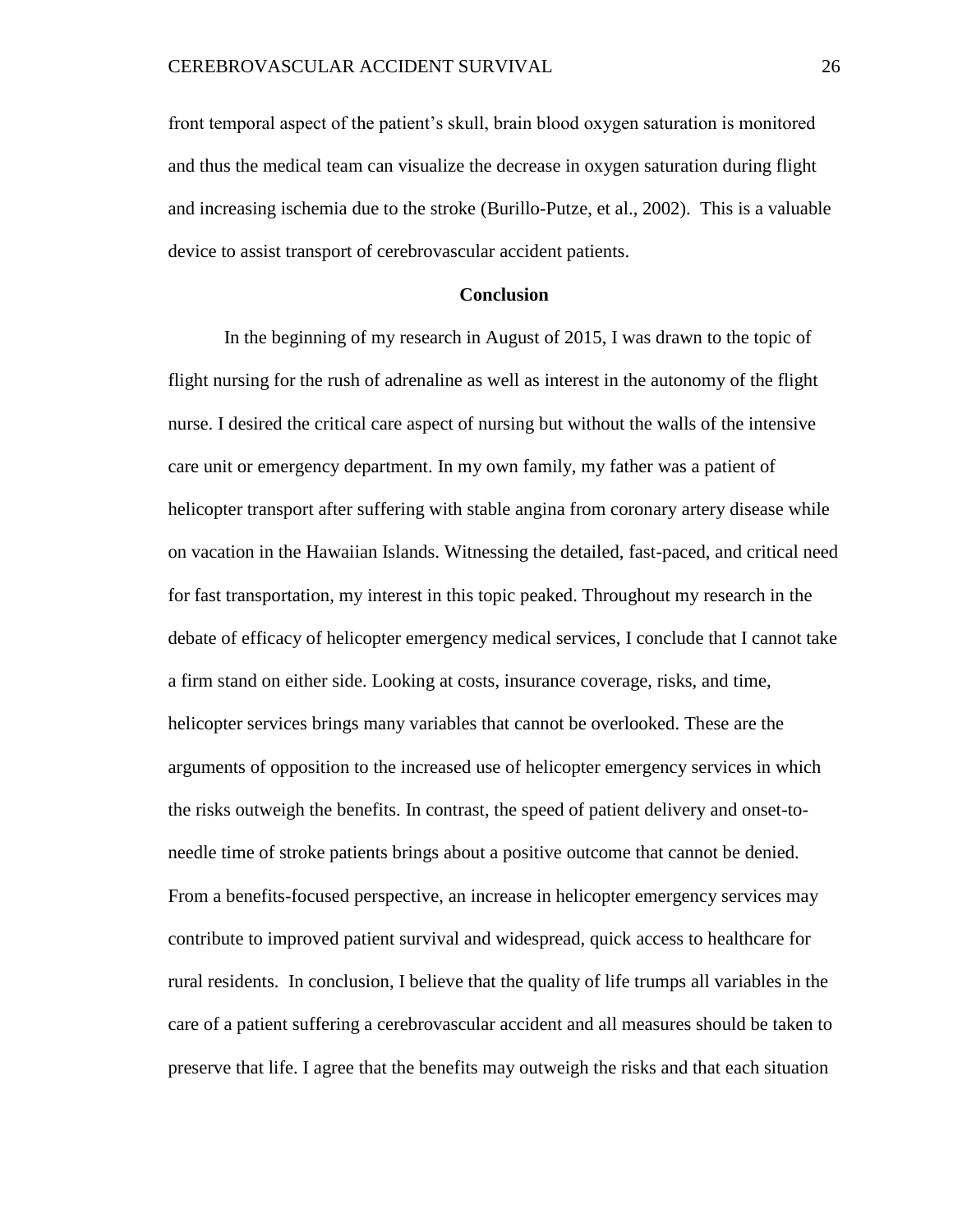front temporal aspect of the patient's skull, brain blood oxygen saturation is monitored and thus the medical team can visualize the decrease in oxygen saturation during flight and increasing ischemia due to the stroke (Burillo-Putze, et al., 2002). This is a valuable device to assist transport of cerebrovascular accident patients.

## Conclusion

In the beginning of my research in August of 2015, I was drawn to the topic of flight nursing for the rush of adrenaline as well as interest in the autonomy of the flight nurse. I desired the critical care aspect of nursing but without the walls of the intensive care unit or emergency department. In my own family, my father was a patient of helicopter transport after suffering with stable angina from coronary artery disease while on vacation in the Hawaiian Islands. Witnessing the detailed, fast-paced, and critical need for fast transportation, my interest in this topic peaked. Throughout my research in the debate of efficacy of helicopter emergency medical services, I conclude that I cannot take a firm stand on either side. Looking at costs, insurance coverage, risks, and time, helicopter services brings many variables that cannot be overlooked. These are the arguments of opposition to the increased use of helicopter emergency services in which the risks outweigh the benefits. In contrast, the speed of patient delivery and onset-to-needle time of stroke patients brings about a positive outcome that cannot be denied. From a benefits-focused perspective, an increase in helicopter emergency services may contribute to improved patient survival and widespread, quick access to healthcare for rural residents. In conclusion, I believe that the quality of life trumps all variables in the care of a patient suffering a cerebrovascular accident and all measures should be taken to preserve that life. I agree that the benefits may outweigh the risks and that each situation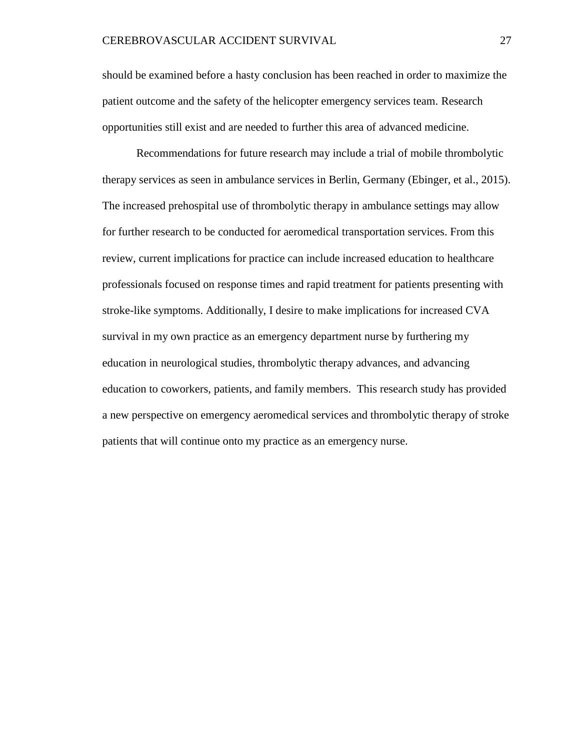should be examined before a hasty conclusion has been reached in order to maximize the patient outcome and the safety of the helicopter emergency services team. Research opportunities still exist and are needed to further this area of advanced medicine.

Recommendations for future research may include a trial of mobile thrombolytic therapy services as seen in ambulance services in Berlin, Germany (Ebinger, et al., 2015). The increased prehospital use of thrombolytic therapy in ambulance settings may allow for further research to be conducted for aeromedical transportation services. From this review, current implications for practice can include increased education to healthcare professionals focused on response times and rapid treatment for patients presenting with stroke-like symptoms. Additionally, I desire to make implications for increased CVA survival in my own practice as an emergency department nurse by furthering my education in neurological studies, thrombolytic therapy advances, and advancing education to coworkers, patients, and family members. This research study has provided a new perspective on emergency aeromedical services and thrombolytic therapy of stroke patients that will continue onto my practice as an emergency nurse.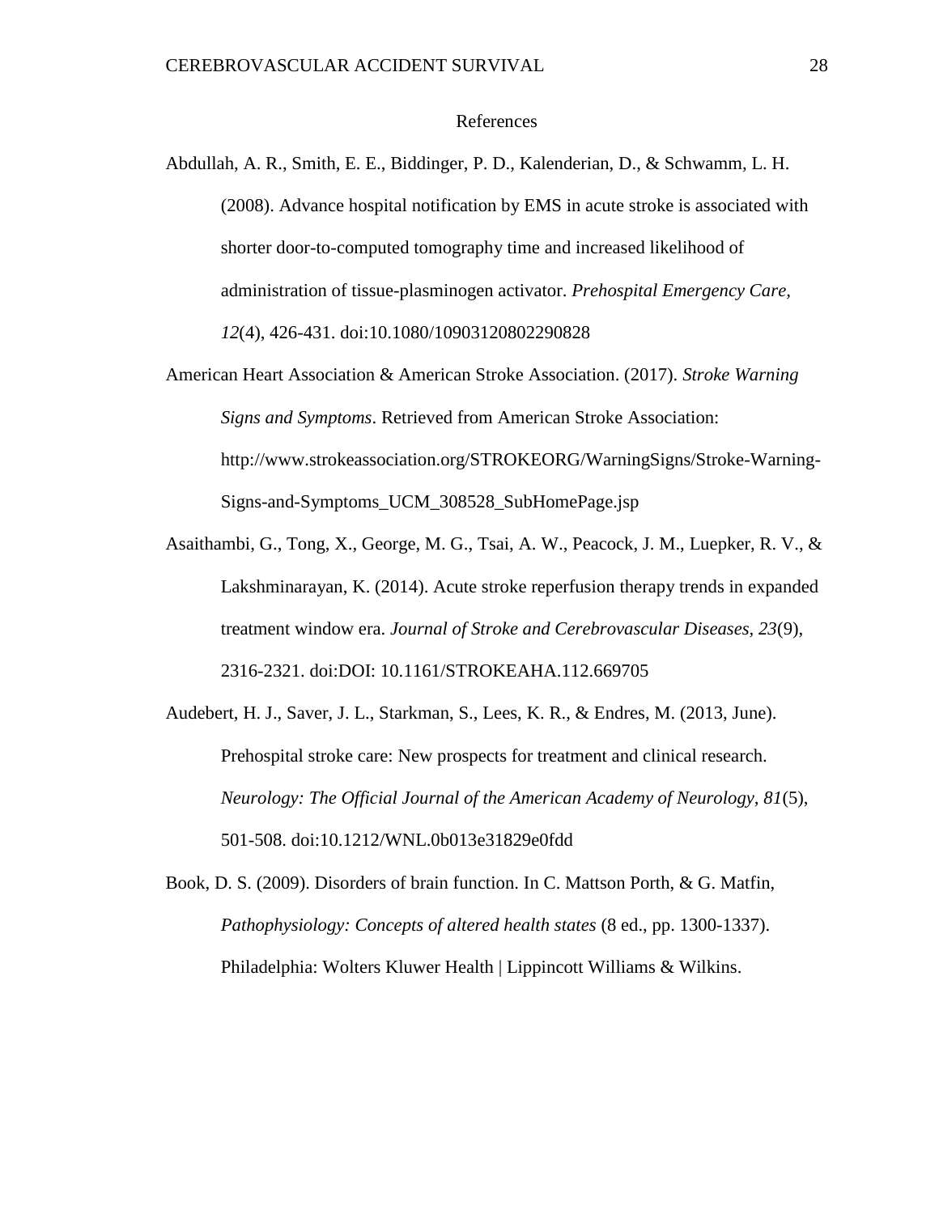# References

Abdullah, A. R., Smith, E. E., Biddinger, P. D., Kalenderian, D., & Schwamm, L. H. (2008). Advance hospital notification by EMS in acute stroke is associated with shorter door-to-computed tomography time and increased likelihood of administration of tissue-plasminogen activator. *Prehospital Emergency Care, 12*(4), 426-431. doi:10.1080/10903120802290828

American Heart Association & American Stroke Association. (2017). *Stroke Warning Signs and Symptoms*. Retrieved from American Stroke Association: http://www.strokeassociation.org/STROKEORG/WarningSigns/Stroke-Warning-Signs-and-Symptoms_UCM_308528_SubHomePage.jsp

Asaithambi, G., Tong, X., George, M. G., Tsai, A. W., Peacock, J. M., Luepker, R. V., & Lakshminarayan, K. (2014). Acute stroke reperfusion therapy trends in expanded treatment window era. *Journal of Stroke and Cerebrovascular Diseases, 23*(9), 2316-2321. doi:DOI: 10.1161/STROKEAHA.112.669705

Audebert, H. J., Saver, J. L., Starkman, S., Lees, K. R., & Endres, M. (2013, June). Prehospital stroke care: New prospects for treatment and clinical research. *Neurology: The Official Journal of the American Academy of Neurology, 81*(5), 501-508. doi:10.1212/WNL.0b013e31829e0fdd

Book, D. S. (2009). Disorders of brain function. In C. Mattson Porth, & G. Matfin, *Pathophysiology: Concepts of altered health states* (8 ed., pp. 1300-1337). Philadelphia: Wolters Kluwer Health | Lippincott Williams & Wilkins.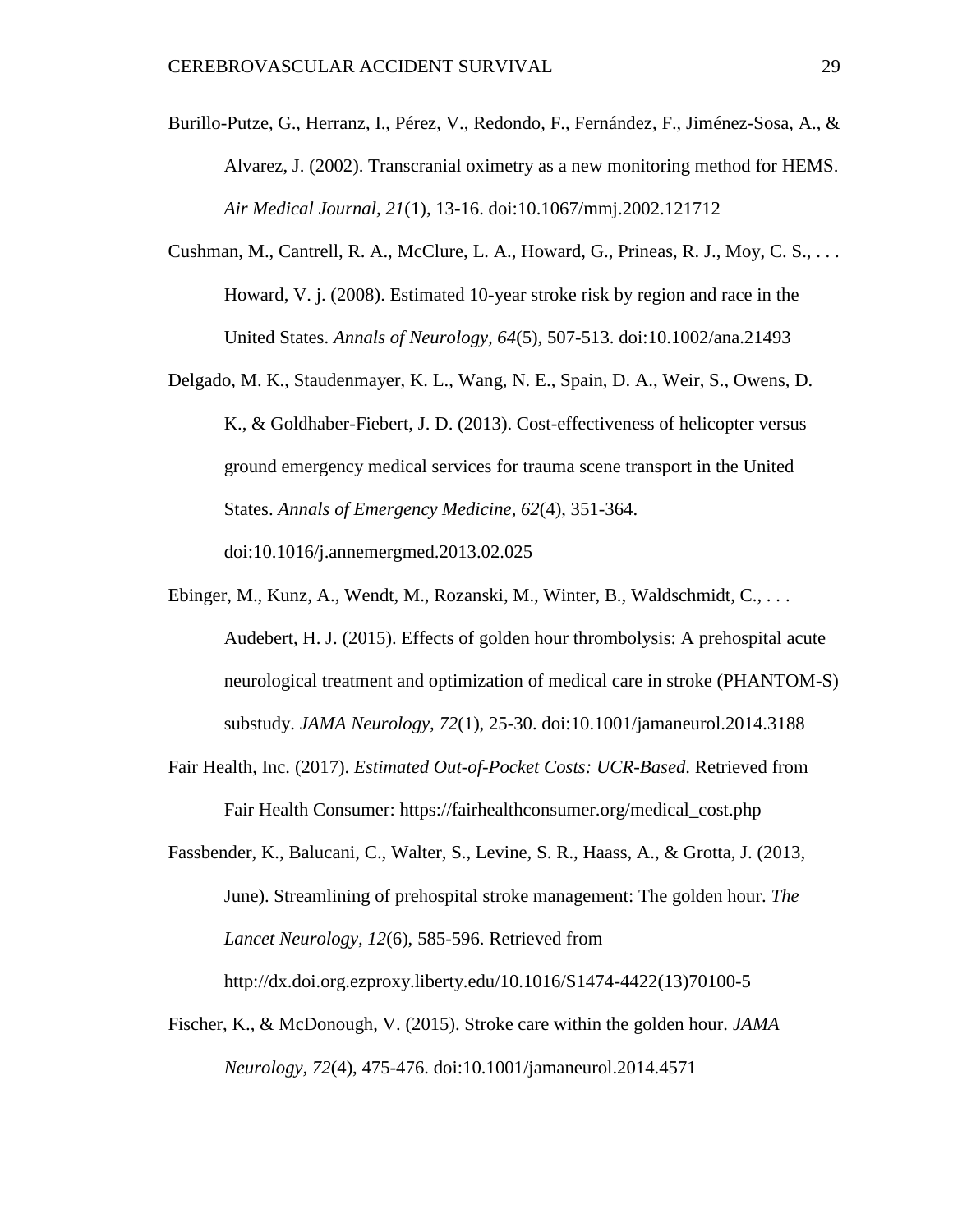Burillo-Putze, G., Herranz, I., Pérez, V., Redondo, F., Fernández, F., Jiménez-Sosa, A., & Alvarez, J. (2002). Transcranial oximetry as a new monitoring method for HEMS. *Air Medical Journal, 21*(1), 13-16. doi:10.1067/mmj.2002.121712

Cushman, M., Cantrell, R. A., McClure, L. A., Howard, G., Prineas, R. J., Moy, C. S., . . . Howard, V. j. (2008). Estimated 10-year stroke risk by region and race in the United States. *Annals of Neurology, 64*(5), 507-513. doi:10.1002/ana.21493

Delgado, M. K., Staudenmayer, K. L., Wang, N. E., Spain, D. A., Weir, S., Owens, D. K., & Goldhaber-Fiebert, J. D. (2013). Cost-effectiveness of helicopter versus ground emergency medical services for trauma scene transport in the United States. *Annals of Emergency Medicine, 62*(4), 351-364. doi:10.1016/j.annemergmed.2013.02.025

Ebinger, M., Kunz, A., Wendt, M., Rozanski, M., Winter, B., Waldschmidt, C., . . . Audebert, H. J. (2015). Effects of golden hour thrombolysis: A prehospital acute neurological treatment and optimization of medical care in stroke (PHANTOM-S) substudy. *JAMA Neurology, 72*(1), 25-30. doi:10.1001/jamaneurol.2014.3188

Fair Health, Inc. (2017). *Estimated Out-of-Pocket Costs: UCR-Based*. Retrieved from Fair Health Consumer: https://fairhealthconsumer.org/medical_cost.php

Fassbender, K., Balucani, C., Walter, S., Levine, S. R., Haass, A., & Grotta, J. (2013, June). Streamlining of prehospital stroke management: The golden hour. *The Lancet Neurology, 12*(6), 585-596. Retrieved from http://dx.doi.org.ezproxy.liberty.edu/10.1016/S1474-4422(13)70100-5

Fischer, K., & McDonough, V. (2015). Stroke care within the golden hour. *JAMA Neurology, 72*(4), 475-476. doi:10.1001/jamaneurol.2014.4571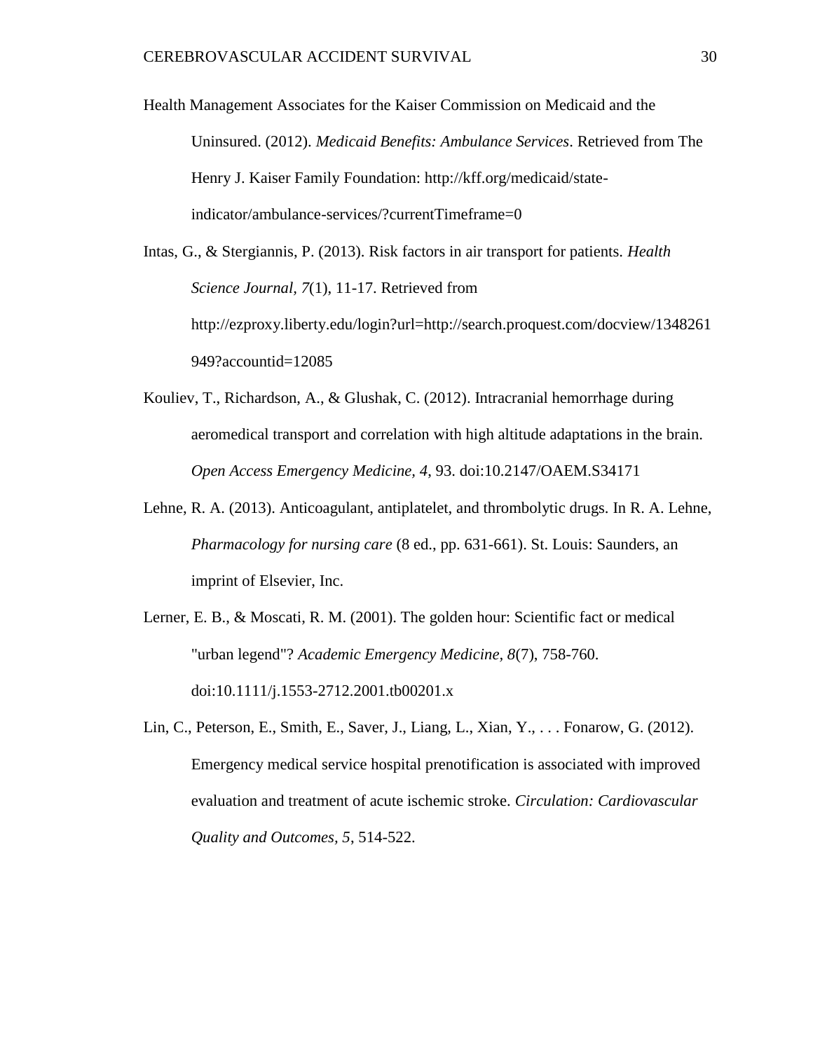Health Management Associates for the Kaiser Commission on Medicaid and the Uninsured. (2012). *Medicaid Benefits: Ambulance Services*. Retrieved from The Henry J. Kaiser Family Foundation: http://kff.org/medicaid/state-indicator/ambulance-services/?currentTimeframe=0

Intas, G., & Stergiannis, P. (2013). Risk factors in air transport for patients. *Health Science Journal, 7*(1), 11-17. Retrieved from http://ezproxy.liberty.edu/login?url=http://search.proquest.com/docview/1348261949?accountid=12085

Kouliev, T., Richardson, A., & Glushak, C. (2012). Intracranial hemorrhage during aeromedical transport and correlation with high altitude adaptations in the brain. *Open Access Emergency Medicine, 4*, 93. doi:10.2147/OAEM.S34171

Lehne, R. A. (2013). Anticoagulant, antiplatelet, and thrombolytic drugs. In R. A. Lehne, *Pharmacology for nursing care* (8 ed., pp. 631-661). St. Louis: Saunders, an imprint of Elsevier, Inc.

Lerner, E. B., & Moscati, R. M. (2001). The golden hour: Scientific fact or medical "urban legend"? *Academic Emergency Medicine, 8*(7), 758-760. doi:10.1111/j.1553-2712.2001.tb00201.x

Lin, C., Peterson, E., Smith, E., Saver, J., Liang, L., Xian, Y., . . . Fonarow, G. (2012). Emergency medical service hospital prenotification is associated with improved evaluation and treatment of acute ischemic stroke. *Circulation: Cardiovascular Quality and Outcomes, 5*, 514-522.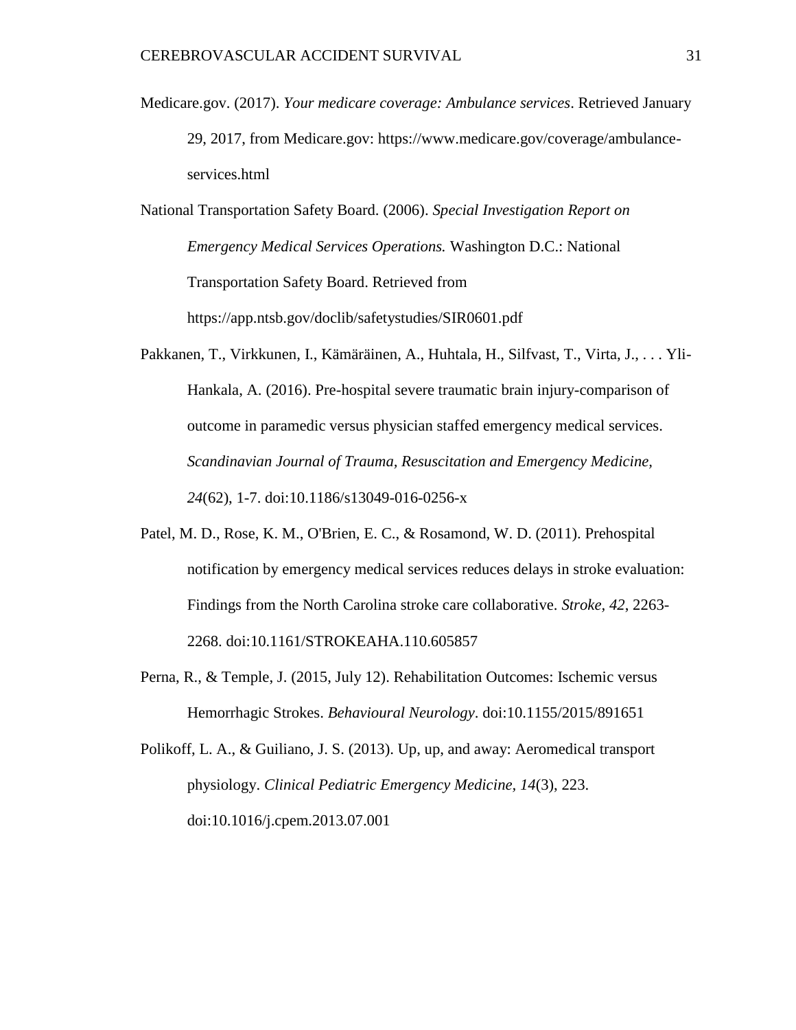Medicare.gov. (2017). *Your medicare coverage: Ambulance services*. Retrieved January 29, 2017, from Medicare.gov: https://www.medicare.gov/coverage/ambulance-services.html

National Transportation Safety Board. (2006). *Special Investigation Report on Emergency Medical Services Operations.* Washington D.C.: National Transportation Safety Board. Retrieved from https://app.ntsb.gov/doclib/safetystudies/SIR0601.pdf

Pakkanen, T., Virkkunen, I., Kämäräinen, A., Huhtala, H., Silfvast, T., Virta, J., . . . Yli-Hankala, A. (2016). Pre-hospital severe traumatic brain injury-comparison of outcome in paramedic versus physician staffed emergency medical services. *Scandinavian Journal of Trauma, Resuscitation and Emergency Medicine, 24*(62), 1-7. doi:10.1186/s13049-016-0256-x

Patel, M. D., Rose, K. M., O'Brien, E. C., & Rosamond, W. D. (2011). Prehospital notification by emergency medical services reduces delays in stroke evaluation: Findings from the North Carolina stroke care collaborative. *Stroke, 42*, 2263-2268. doi:10.1161/STROKEAHA.110.605857

Perna, R., & Temple, J. (2015, July 12). Rehabilitation Outcomes: Ischemic versus Hemorrhagic Strokes. *Behavioural Neurology*. doi:10.1155/2015/891651

Polikoff, L. A., & Guiliano, J. S. (2013). Up, up, and away: Aeromedical transport physiology. *Clinical Pediatric Emergency Medicine, 14*(3), 223. doi:10.1016/j.cpem.2013.07.001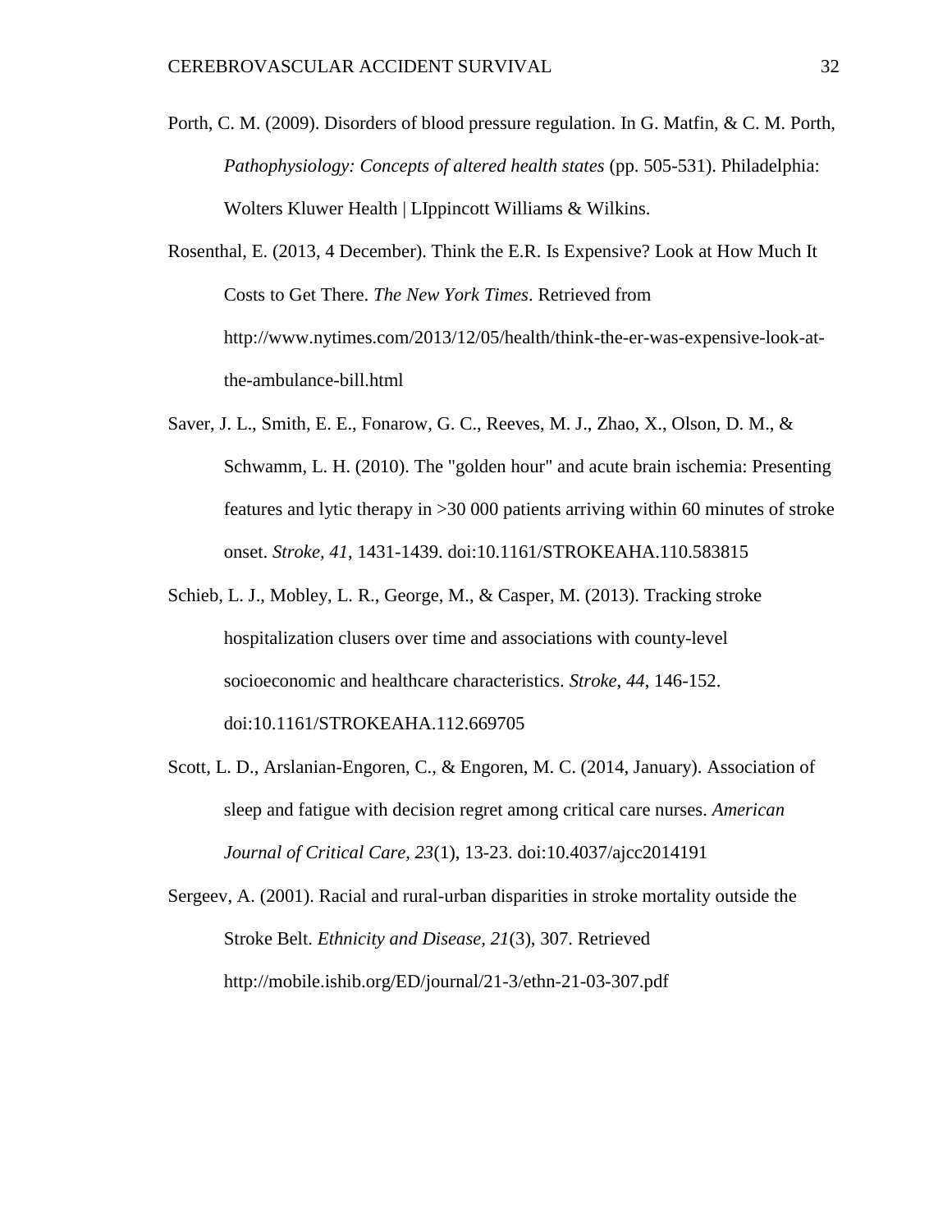Porth, C. M. (2009). Disorders of blood pressure regulation. In G. Matfin, & C. M. Porth, *Pathophysiology: Concepts of altered health states* (pp. 505-531). Philadelphia: Wolters Kluwer Health | LIppincott Williams & Wilkins.

Rosenthal, E. (2013, 4 December). Think the E.R. Is Expensive? Look at How Much It Costs to Get There. *The New York Times*. Retrieved from http://www.nytimes.com/2013/12/05/health/think-the-er-was-expensive-look-at-the-ambulance-bill.html

Saver, J. L., Smith, E. E., Fonarow, G. C., Reeves, M. J., Zhao, X., Olson, D. M., & Schwamm, L. H. (2010). The "golden hour" and acute brain ischemia: Presenting features and lytic therapy in >30 000 patients arriving within 60 minutes of stroke onset. *Stroke, 41*, 1431-1439. doi:10.1161/STROKEAHA.110.583815

Schieb, L. J., Mobley, L. R., George, M., & Casper, M. (2013). Tracking stroke hospitalization clusers over time and associations with county-level socioeconomic and healthcare characteristics. *Stroke, 44*, 146-152. doi:10.1161/STROKEAHA.112.669705

Scott, L. D., Arslanian-Engoren, C., & Engoren, M. C. (2014, January). Association of sleep and fatigue with decision regret among critical care nurses. *American Journal of Critical Care, 23*(1), 13-23. doi:10.4037/ajcc2014191

Sergeev, A. (2001). Racial and rural-urban disparities in stroke mortality outside the Stroke Belt. *Ethnicity and Disease, 21*(3), 307. Retrieved http://mobile.ishib.org/ED/journal/21-3/ethn-21-03-307.pdf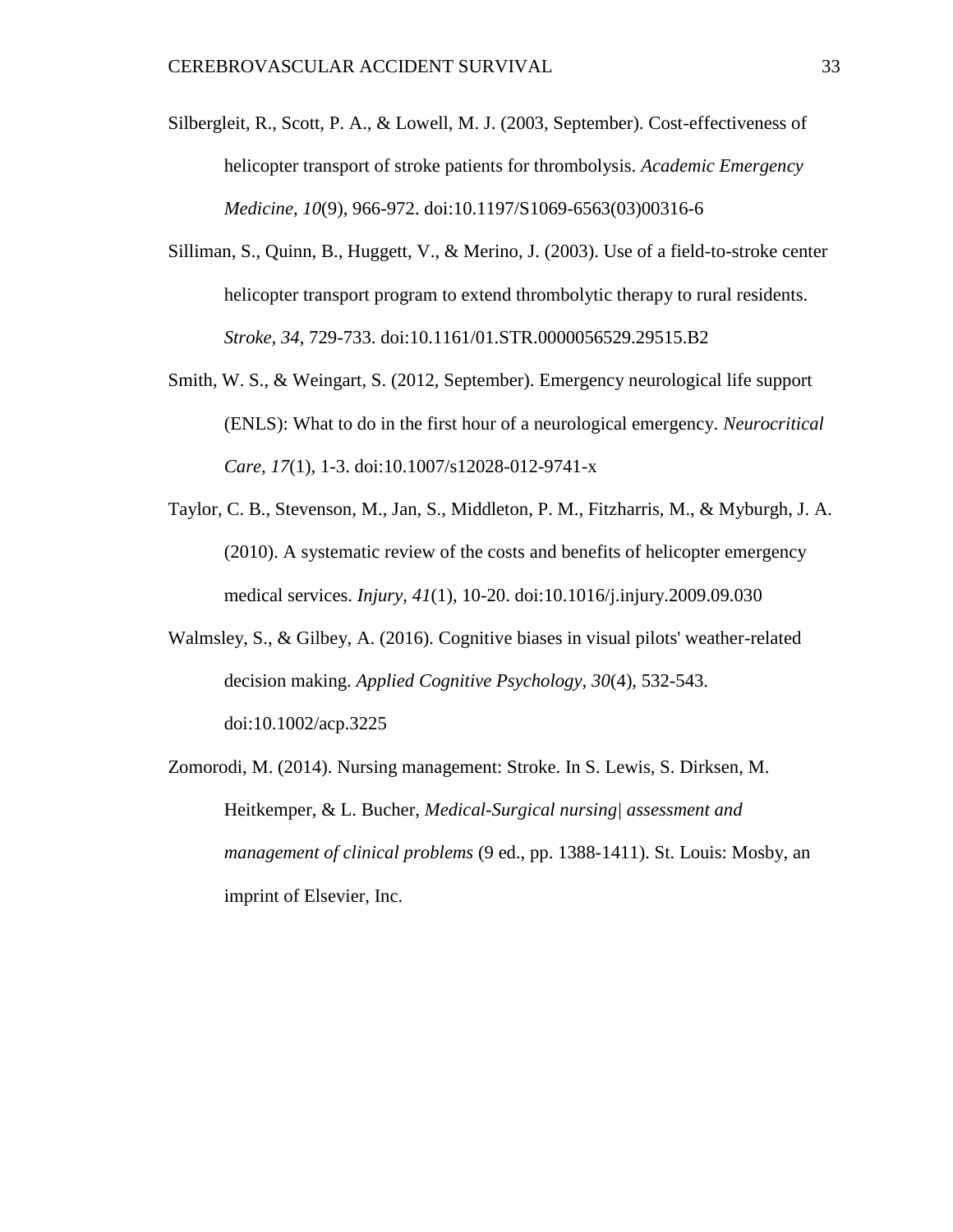Silbergleit, R., Scott, P. A., & Lowell, M. J. (2003, September). Cost-effectiveness of helicopter transport of stroke patients for thrombolysis. *Academic Emergency Medicine, 10*(9), 966-972. doi:10.1197/S1069-6563(03)00316-6

Silliman, S., Quinn, B., Huggett, V., & Merino, J. (2003). Use of a field-to-stroke center helicopter transport program to extend thrombolytic therapy to rural residents. *Stroke, 34*, 729-733. doi:10.1161/01.STR.0000056529.29515.B2

Smith, W. S., & Weingart, S. (2012, September). Emergency neurological life support (ENLS): What to do in the first hour of a neurological emergency. *Neurocritical Care, 17*(1), 1-3. doi:10.1007/s12028-012-9741-x

Taylor, C. B., Stevenson, M., Jan, S., Middleton, P. M., Fitzharris, M., & Myburgh, J. A. (2010). A systematic review of the costs and benefits of helicopter emergency medical services. *Injury, 41*(1), 10-20. doi:10.1016/j.injury.2009.09.030

Walmsley, S., & Gilbey, A. (2016). Cognitive biases in visual pilots' weather-related decision making. *Applied Cognitive Psychology, 30*(4), 532-543. doi:10.1002/acp.3225

Zomorodi, M. (2014). Nursing management: Stroke. In S. Lewis, S. Dirksen, M. Heitkemper, & L. Bucher, *Medical-Surgical nursing| assessment and management of clinical problems* (9 ed., pp. 1388-1411). St. Louis: Mosby, an imprint of Elsevier, Inc.